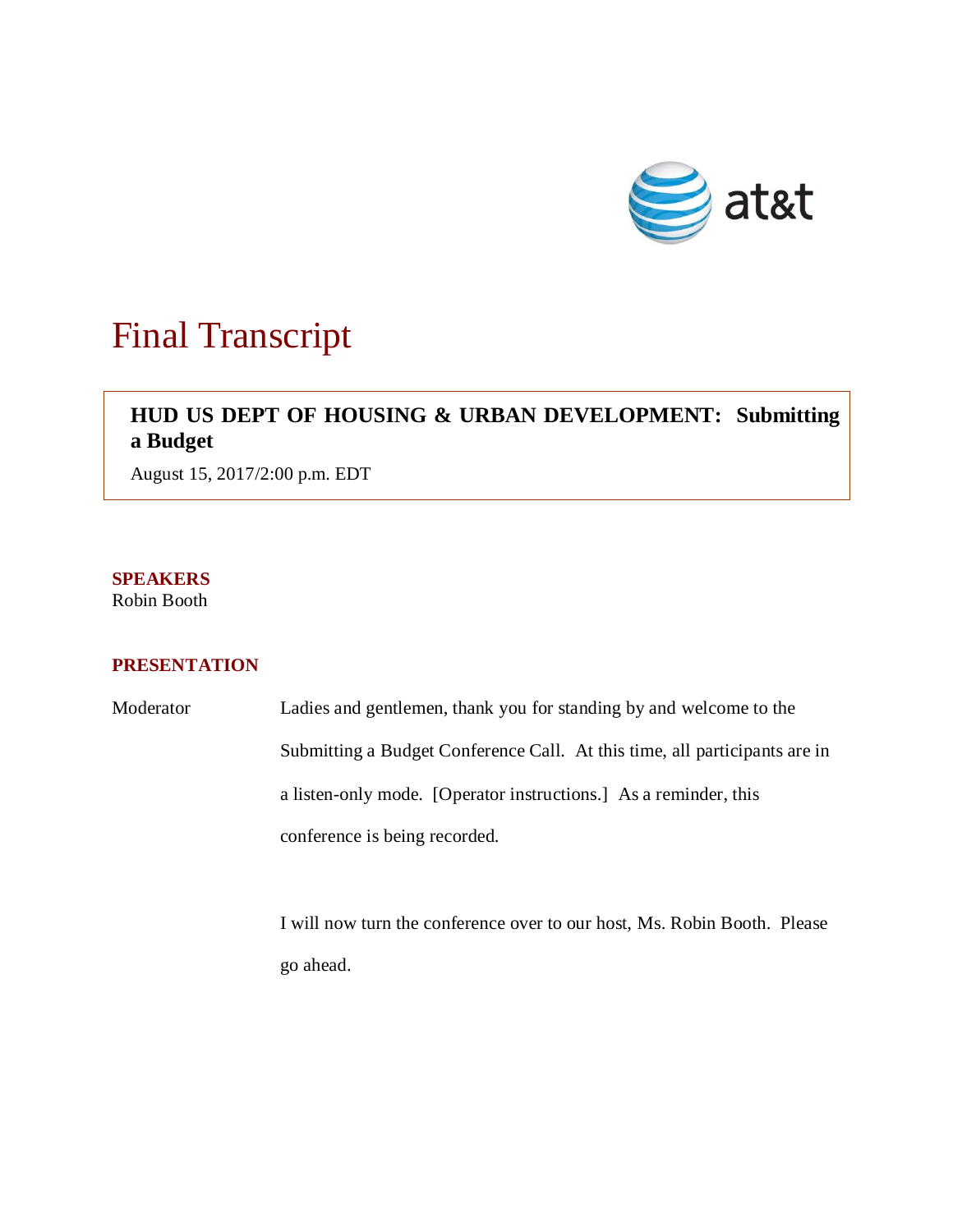# Final Transcript

**HUD US DEPT OF HOUSING & URBAN DEVELOPMENT: Submitting a Budget**

August 15, 2017/2:00 p.m. EDT

**SPEAKERS**
Robin Booth

**PRESENTATION**

Moderator Ladies and gentlemen, thank you for standing by and welcome to the Submitting a Budget Conference Call. At this time, all participants are in a listen-only mode. [Operator instructions.] As a reminder, this conference is being recorded.

I will now turn the conference over to our host, Ms. Robin Booth. Please go ahead.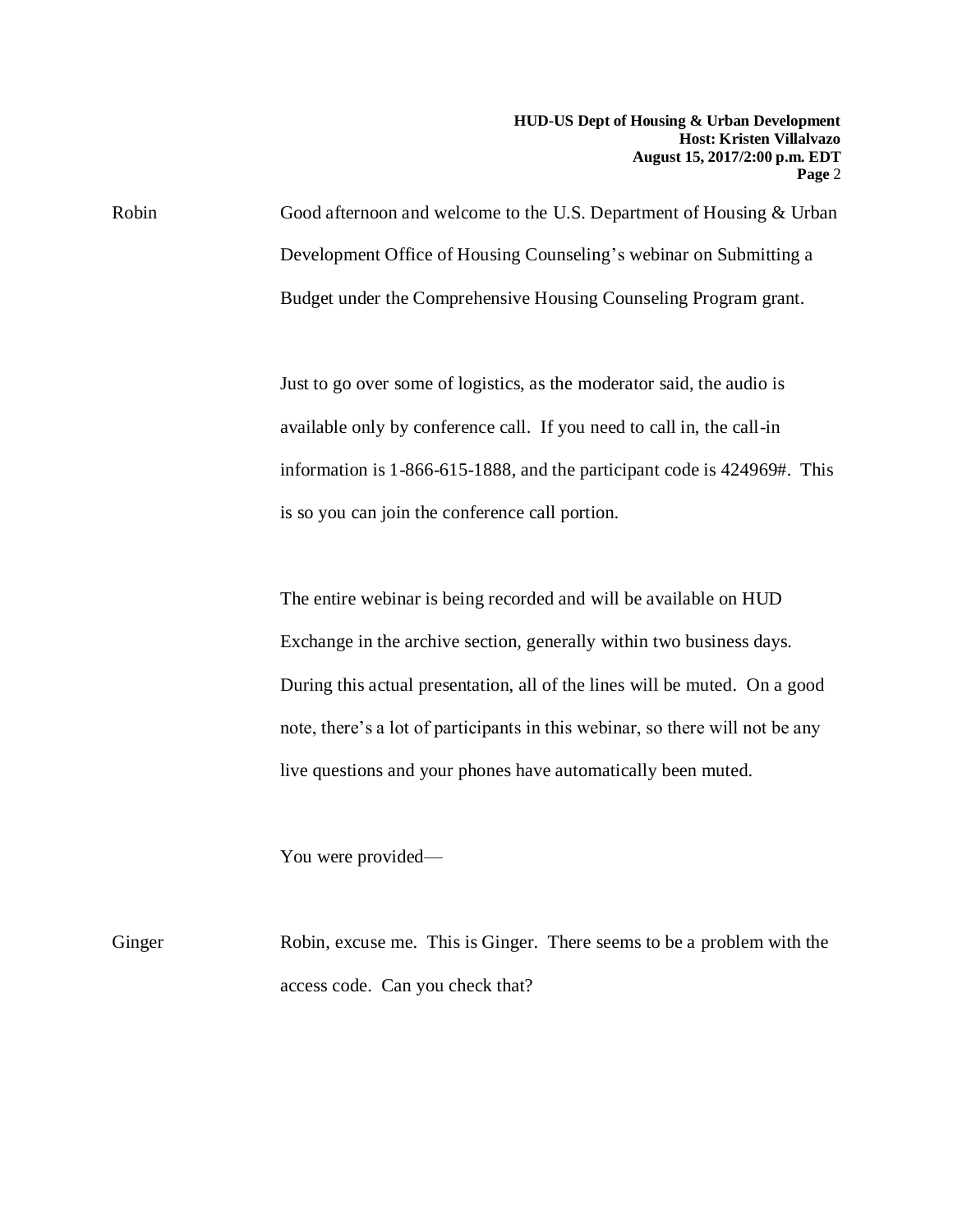Robin Good afternoon and welcome to the U.S. Department of Housing & Urban Development Office of Housing Counseling's webinar on Submitting a Budget under the Comprehensive Housing Counseling Program grant.

Just to go over some of logistics, as the moderator said, the audio is available only by conference call. If you need to call in, the call-in information is 1-866-615-1888, and the participant code is 424969#. This is so you can join the conference call portion.

The entire webinar is being recorded and will be available on HUD Exchange in the archive section, generally within two business days. During this actual presentation, all of the lines will be muted. On a good note, there's a lot of participants in this webinar, so there will not be any live questions and your phones have automatically been muted.

You were provided—

Ginger Robin, excuse me. This is Ginger. There seems to be a problem with the access code. Can you check that?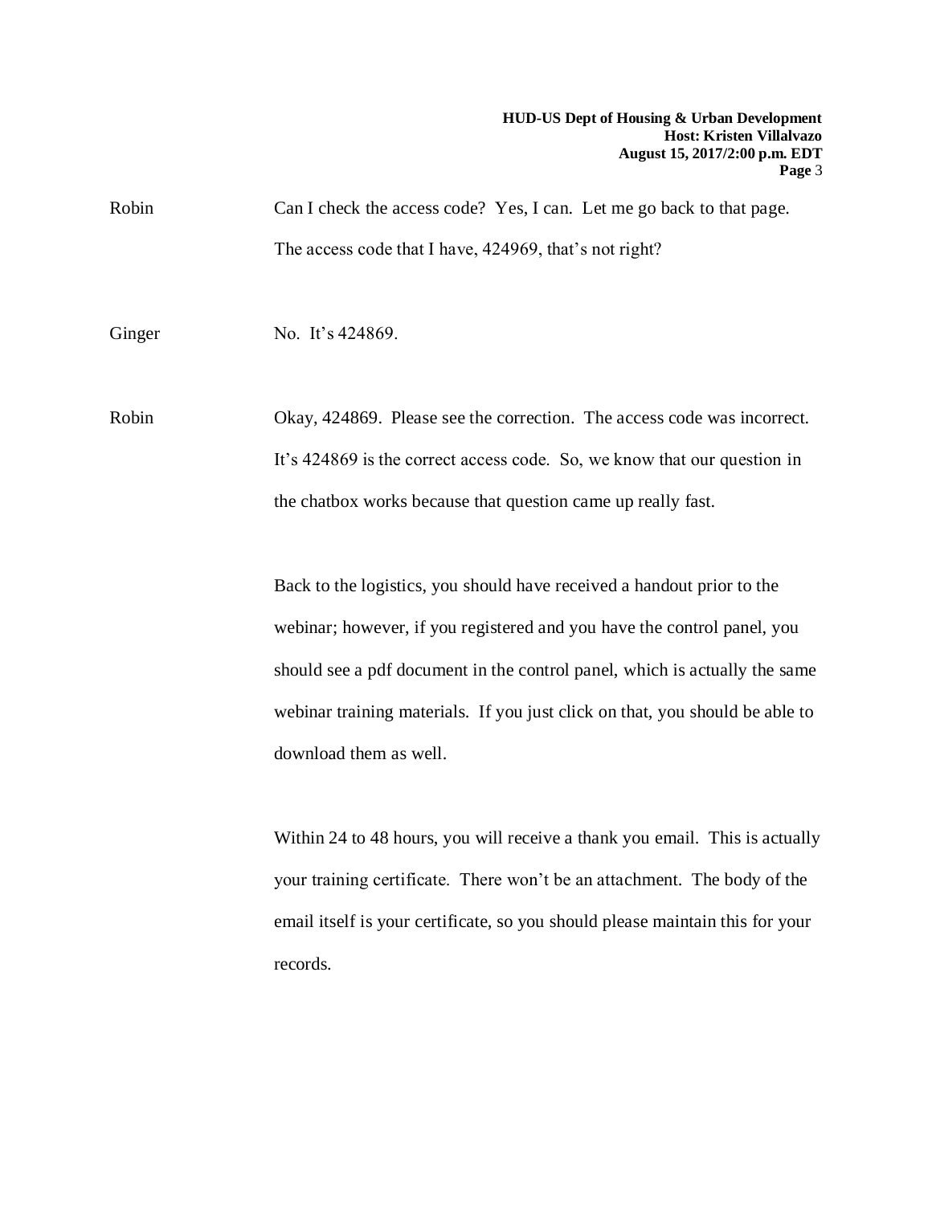Robin Can I check the access code? Yes, I can. Let me go back to that page. The access code that I have, 424969, that's not right?

Ginger No. It's 424869.

Robin Okay, 424869. Please see the correction. The access code was incorrect. It's 424869 is the correct access code. So, we know that our question in the chatbox works because that question came up really fast.

Back to the logistics, you should have received a handout prior to the webinar; however, if you registered and you have the control panel, you should see a pdf document in the control panel, which is actually the same webinar training materials. If you just click on that, you should be able to download them as well.

Within 24 to 48 hours, you will receive a thank you email. This is actually your training certificate. There won't be an attachment. The body of the email itself is your certificate, so you should please maintain this for your records.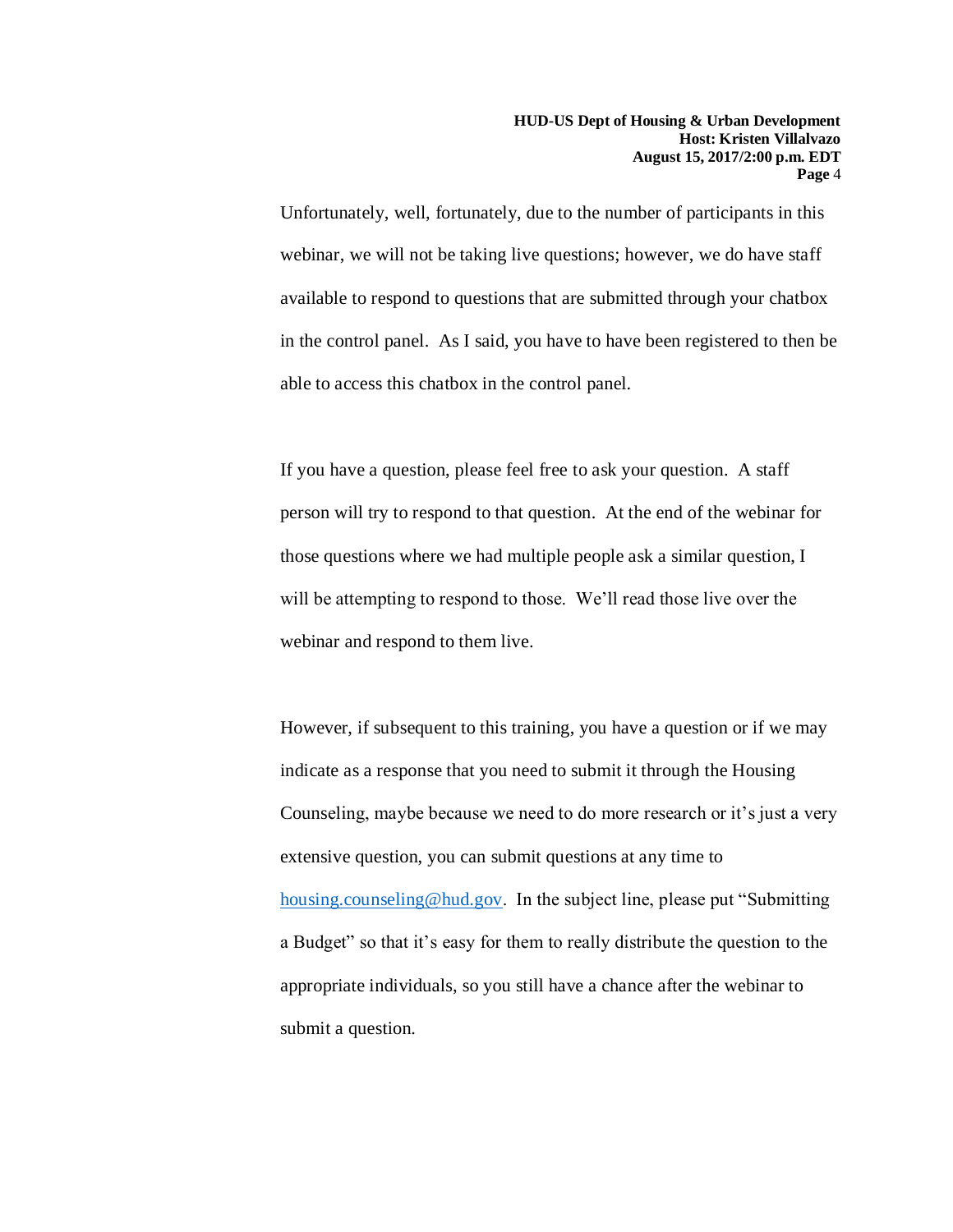Unfortunately, well, fortunately, due to the number of participants in this webinar, we will not be taking live questions; however, we do have staff available to respond to questions that are submitted through your chatbox in the control panel. As I said, you have to have been registered to then be able to access this chatbox in the control panel.

If you have a question, please feel free to ask your question. A staff person will try to respond to that question. At the end of the webinar for those questions where we had multiple people ask a similar question, I will be attempting to respond to those. We'll read those live over the webinar and respond to them live.

However, if subsequent to this training, you have a question or if we may indicate as a response that you need to submit it through the Housing Counseling, maybe because we need to do more research or it's just a very extensive question, you can submit questions at any time to housing.counseling@hud.gov. In the subject line, please put "Submitting a Budget" so that it's easy for them to really distribute the question to the appropriate individuals, so you still have a chance after the webinar to submit a question.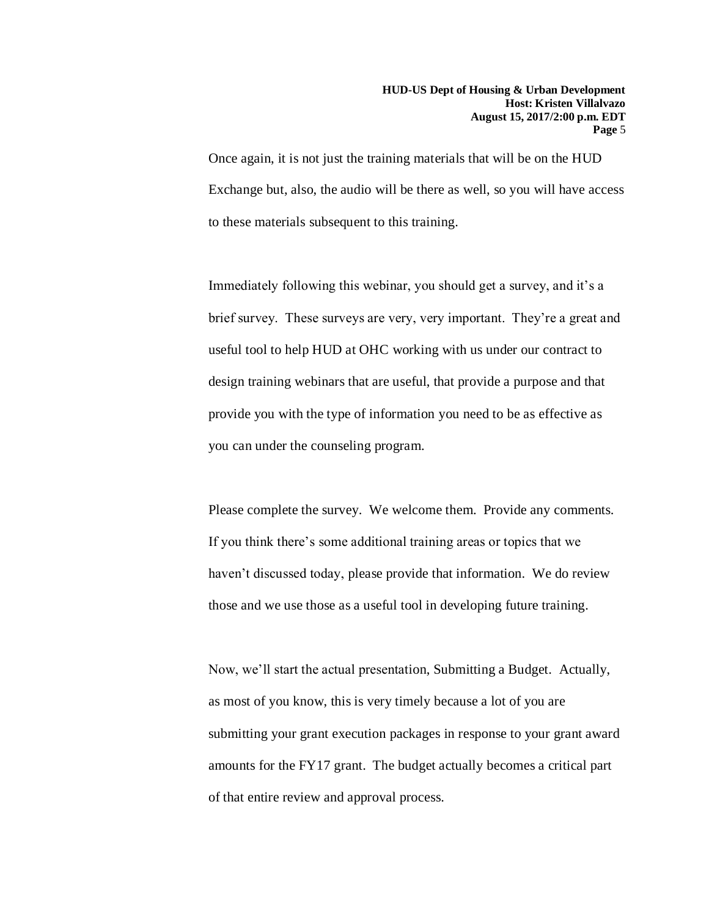Once again, it is not just the training materials that will be on the HUD Exchange but, also, the audio will be there as well, so you will have access to these materials subsequent to this training.

Immediately following this webinar, you should get a survey, and it's a brief survey. These surveys are very, very important. They're a great and useful tool to help HUD at OHC working with us under our contract to design training webinars that are useful, that provide a purpose and that provide you with the type of information you need to be as effective as you can under the counseling program.

Please complete the survey. We welcome them. Provide any comments. If you think there's some additional training areas or topics that we haven't discussed today, please provide that information. We do review those and we use those as a useful tool in developing future training.

Now, we'll start the actual presentation, Submitting a Budget. Actually, as most of you know, this is very timely because a lot of you are submitting your grant execution packages in response to your grant award amounts for the FY17 grant. The budget actually becomes a critical part of that entire review and approval process.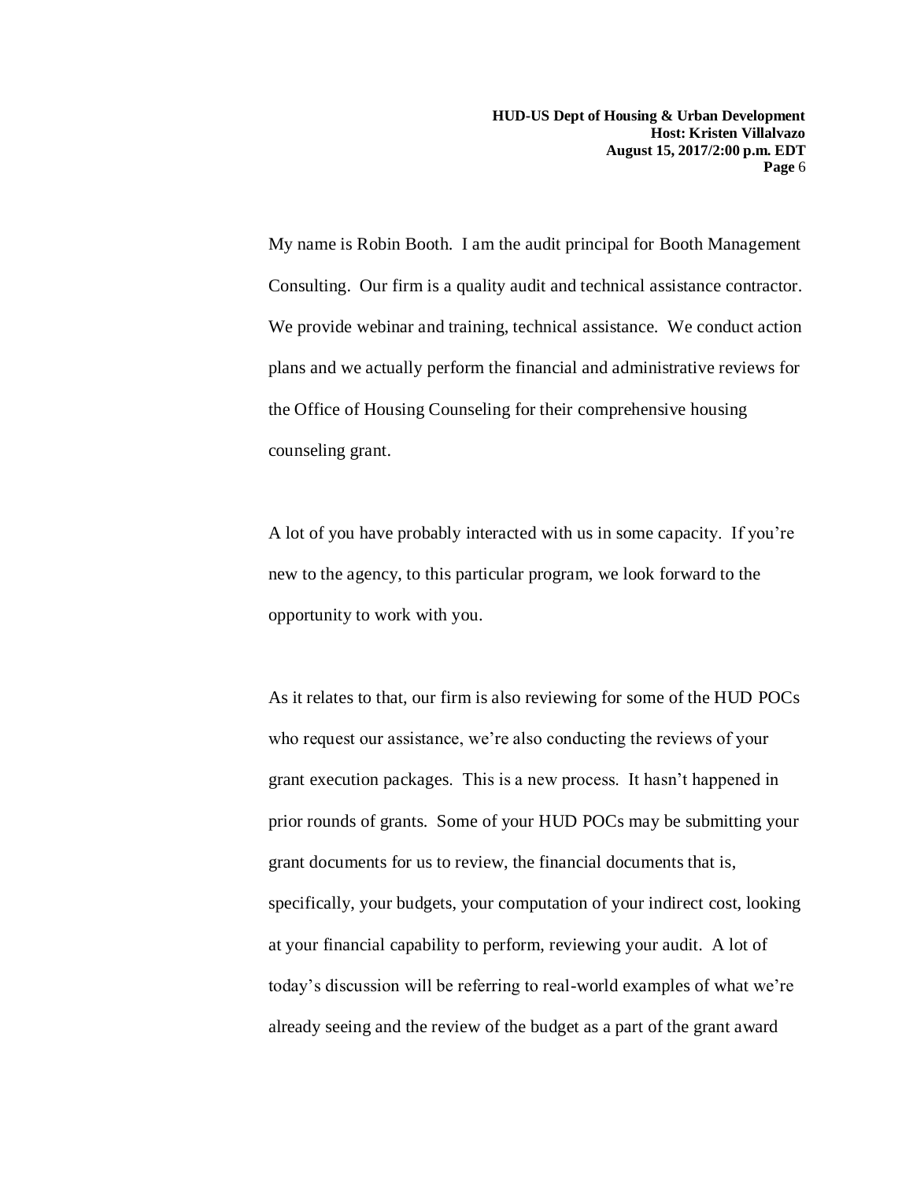My name is Robin Booth. I am the audit principal for Booth Management Consulting. Our firm is a quality audit and technical assistance contractor. We provide webinar and training, technical assistance. We conduct action plans and we actually perform the financial and administrative reviews for the Office of Housing Counseling for their comprehensive housing counseling grant.

A lot of you have probably interacted with us in some capacity. If you're new to the agency, to this particular program, we look forward to the opportunity to work with you.

As it relates to that, our firm is also reviewing for some of the HUD POCs who request our assistance, we're also conducting the reviews of your grant execution packages. This is a new process. It hasn't happened in prior rounds of grants. Some of your HUD POCs may be submitting your grant documents for us to review, the financial documents that is, specifically, your budgets, your computation of your indirect cost, looking at your financial capability to perform, reviewing your audit. A lot of today's discussion will be referring to real-world examples of what we're already seeing and the review of the budget as a part of the grant award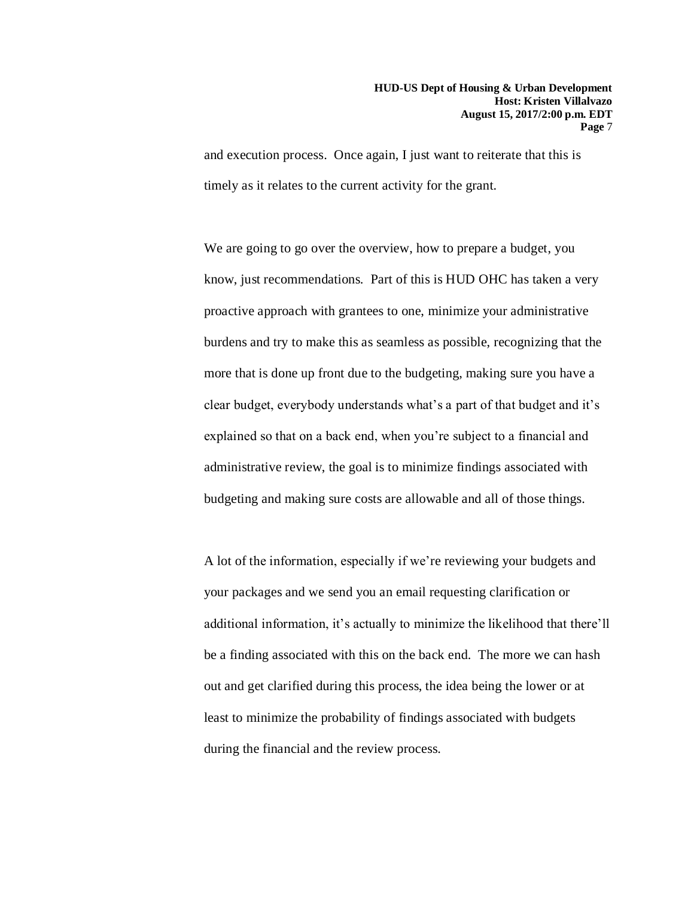and execution process. Once again, I just want to reiterate that this is timely as it relates to the current activity for the grant.

We are going to go over the overview, how to prepare a budget, you know, just recommendations. Part of this is HUD OHC has taken a very proactive approach with grantees to one, minimize your administrative burdens and try to make this as seamless as possible, recognizing that the more that is done up front due to the budgeting, making sure you have a clear budget, everybody understands what's a part of that budget and it's explained so that on a back end, when you're subject to a financial and administrative review, the goal is to minimize findings associated with budgeting and making sure costs are allowable and all of those things.

A lot of the information, especially if we're reviewing your budgets and your packages and we send you an email requesting clarification or additional information, it's actually to minimize the likelihood that there'll be a finding associated with this on the back end. The more we can hash out and get clarified during this process, the idea being the lower or at least to minimize the probability of findings associated with budgets during the financial and the review process.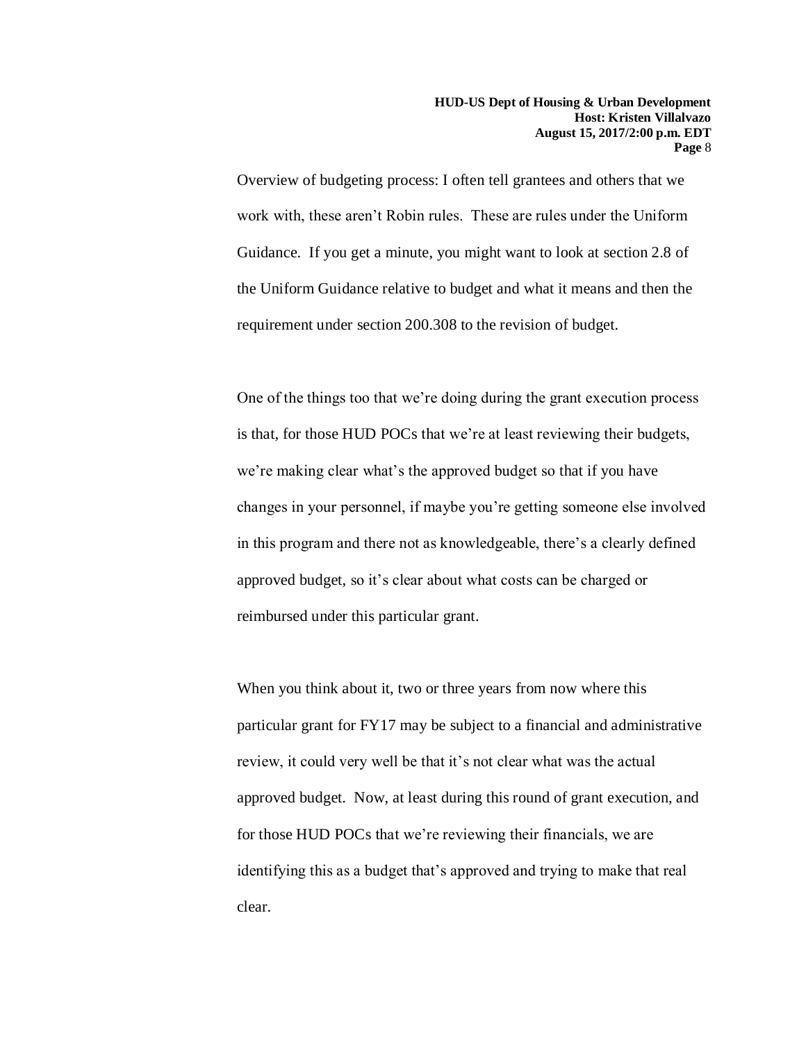Overview of budgeting process: I often tell grantees and others that we work with, these aren't Robin rules. These are rules under the Uniform Guidance. If you get a minute, you might want to look at section 2.8 of the Uniform Guidance relative to budget and what it means and then the requirement under section 200.308 to the revision of budget.

One of the things too that we're doing during the grant execution process is that, for those HUD POCs that we're at least reviewing their budgets, we're making clear what's the approved budget so that if you have changes in your personnel, if maybe you're getting someone else involved in this program and there not as knowledgeable, there's a clearly defined approved budget, so it's clear about what costs can be charged or reimbursed under this particular grant.

When you think about it, two or three years from now where this particular grant for FY17 may be subject to a financial and administrative review, it could very well be that it's not clear what was the actual approved budget. Now, at least during this round of grant execution, and for those HUD POCs that we're reviewing their financials, we are identifying this as a budget that's approved and trying to make that real clear.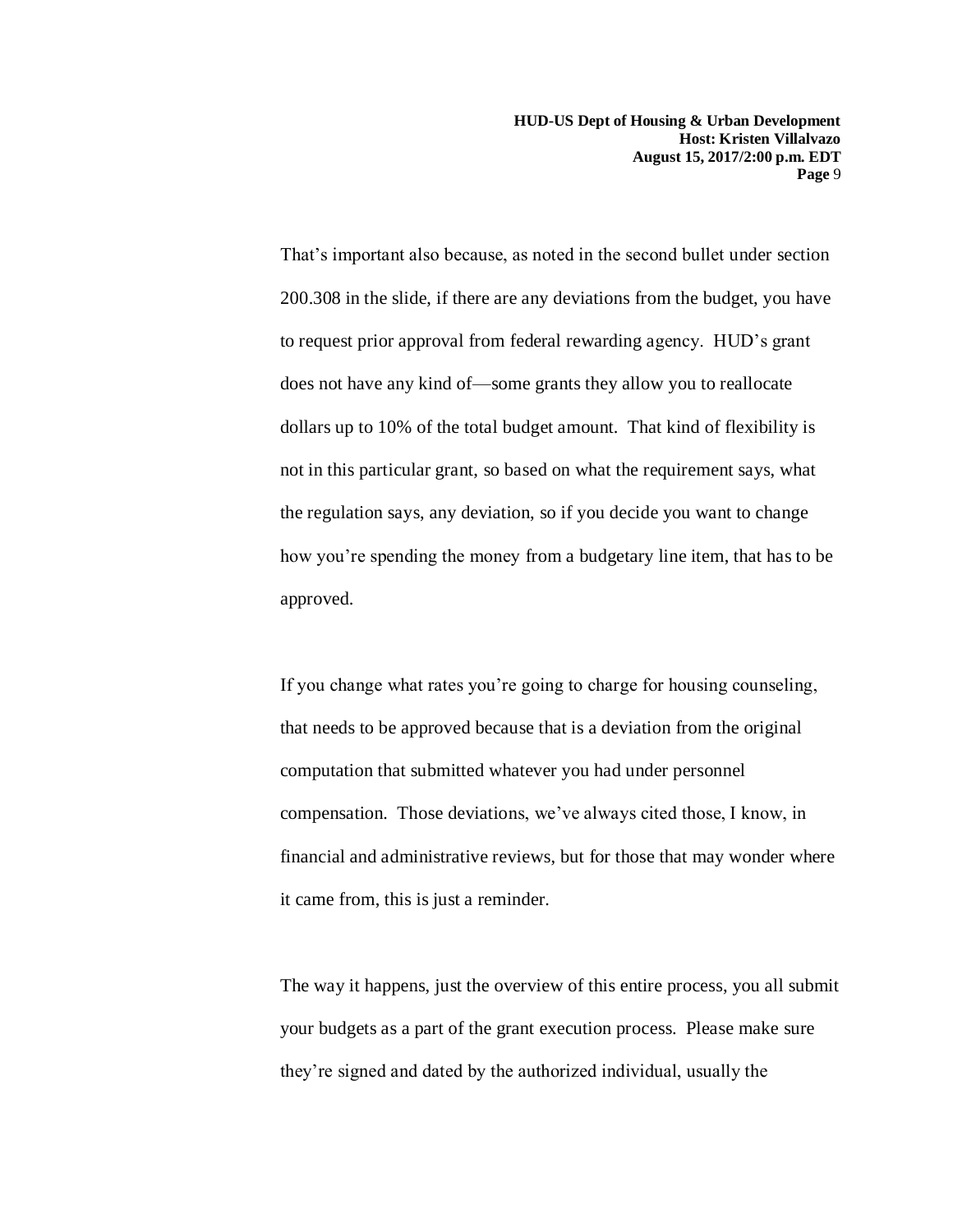That's important also because, as noted in the second bullet under section 200.308 in the slide, if there are any deviations from the budget, you have to request prior approval from federal rewarding agency. HUD's grant does not have any kind of—some grants they allow you to reallocate dollars up to 10% of the total budget amount. That kind of flexibility is not in this particular grant, so based on what the requirement says, what the regulation says, any deviation, so if you decide you want to change how you're spending the money from a budgetary line item, that has to be approved.

If you change what rates you're going to charge for housing counseling, that needs to be approved because that is a deviation from the original computation that submitted whatever you had under personnel compensation. Those deviations, we've always cited those, I know, in financial and administrative reviews, but for those that may wonder where it came from, this is just a reminder.

The way it happens, just the overview of this entire process, you all submit your budgets as a part of the grant execution process. Please make sure they're signed and dated by the authorized individual, usually the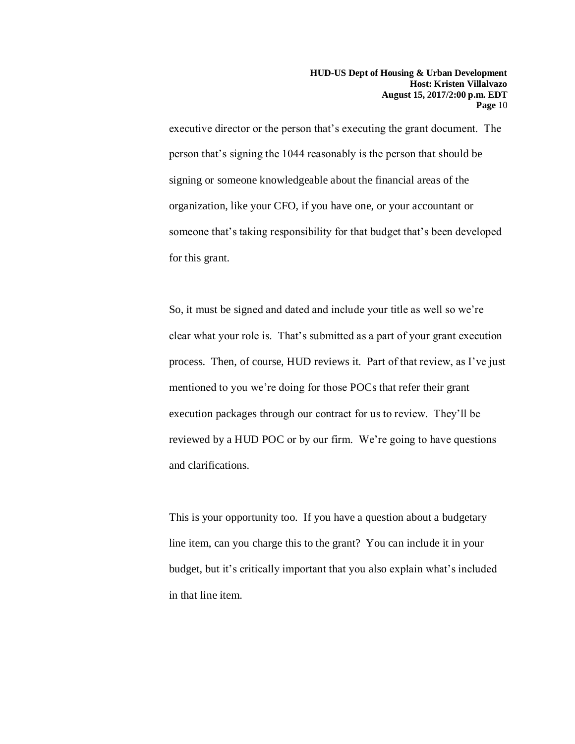executive director or the person that's executing the grant document. The person that's signing the 1044 reasonably is the person that should be signing or someone knowledgeable about the financial areas of the organization, like your CFO, if you have one, or your accountant or someone that's taking responsibility for that budget that's been developed for this grant.

So, it must be signed and dated and include your title as well so we're clear what your role is. That's submitted as a part of your grant execution process. Then, of course, HUD reviews it. Part of that review, as I've just mentioned to you we're doing for those POCs that refer their grant execution packages through our contract for us to review. They'll be reviewed by a HUD POC or by our firm. We're going to have questions and clarifications.

This is your opportunity too. If you have a question about a budgetary line item, can you charge this to the grant? You can include it in your budget, but it's critically important that you also explain what's included in that line item.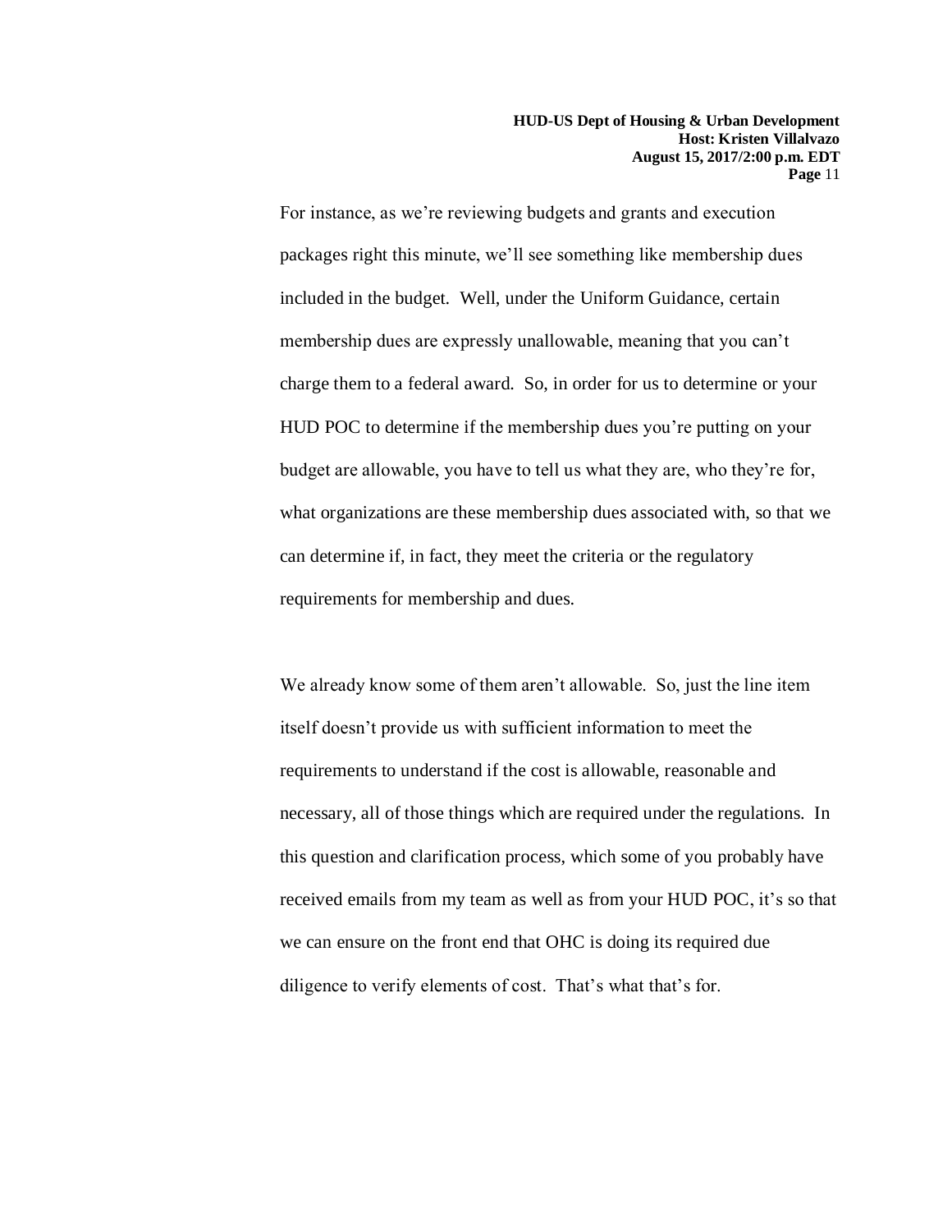For instance, as we're reviewing budgets and grants and execution packages right this minute, we'll see something like membership dues included in the budget. Well, under the Uniform Guidance, certain membership dues are expressly unallowable, meaning that you can't charge them to a federal award. So, in order for us to determine or your HUD POC to determine if the membership dues you're putting on your budget are allowable, you have to tell us what they are, who they're for, what organizations are these membership dues associated with, so that we can determine if, in fact, they meet the criteria or the regulatory requirements for membership and dues.

We already know some of them aren't allowable. So, just the line item itself doesn't provide us with sufficient information to meet the requirements to understand if the cost is allowable, reasonable and necessary, all of those things which are required under the regulations. In this question and clarification process, which some of you probably have received emails from my team as well as from your HUD POC, it's so that we can ensure on the front end that OHC is doing its required due diligence to verify elements of cost. That's what that's for.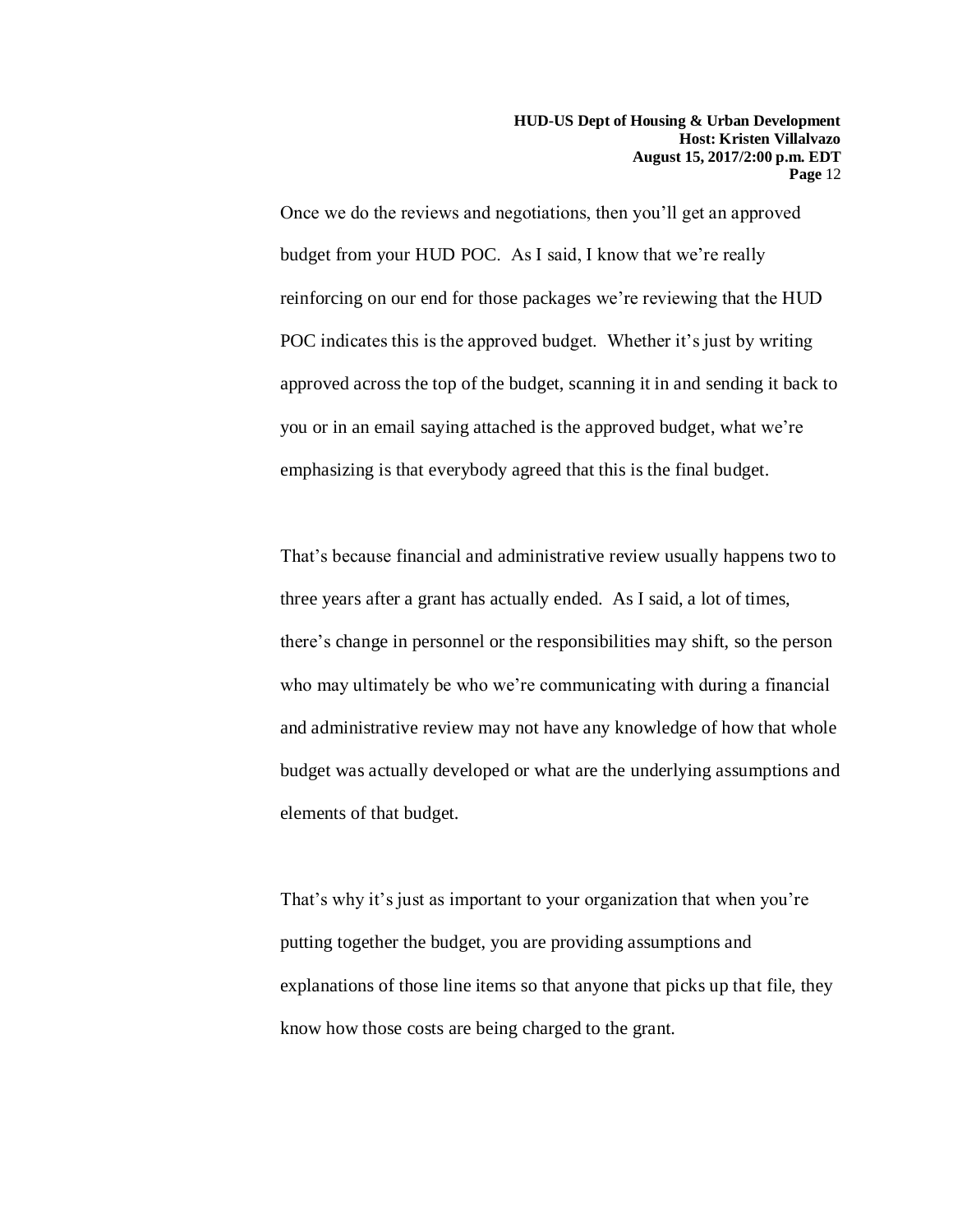Once we do the reviews and negotiations, then you'll get an approved budget from your HUD POC. As I said, I know that we're really reinforcing on our end for those packages we're reviewing that the HUD POC indicates this is the approved budget. Whether it's just by writing approved across the top of the budget, scanning it in and sending it back to you or in an email saying attached is the approved budget, what we're emphasizing is that everybody agreed that this is the final budget.

That's because financial and administrative review usually happens two to three years after a grant has actually ended. As I said, a lot of times, there's change in personnel or the responsibilities may shift, so the person who may ultimately be who we're communicating with during a financial and administrative review may not have any knowledge of how that whole budget was actually developed or what are the underlying assumptions and elements of that budget.

That's why it's just as important to your organization that when you're putting together the budget, you are providing assumptions and explanations of those line items so that anyone that picks up that file, they know how those costs are being charged to the grant.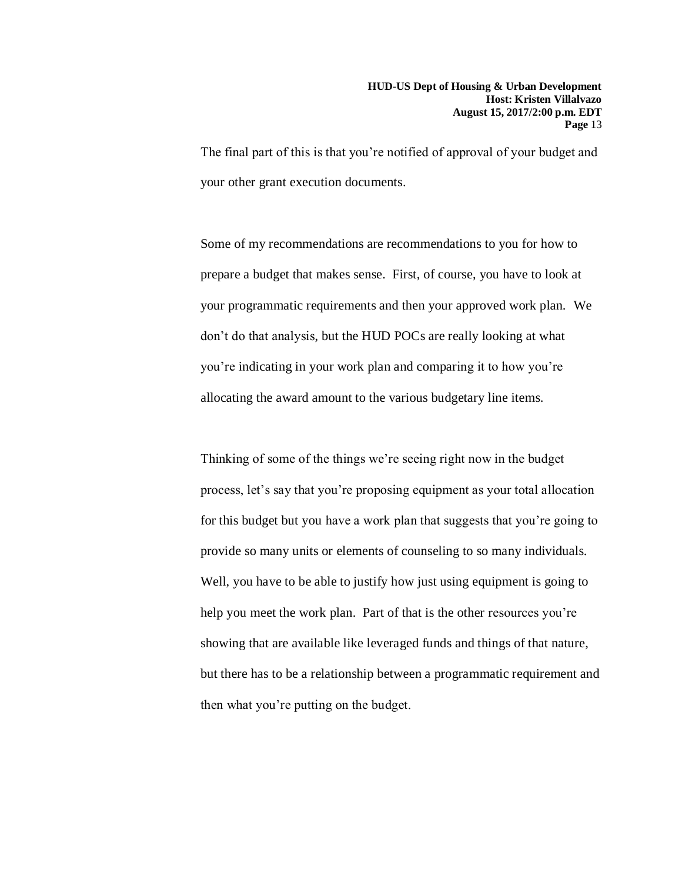The final part of this is that you're notified of approval of your budget and your other grant execution documents.

Some of my recommendations are recommendations to you for how to prepare a budget that makes sense. First, of course, you have to look at your programmatic requirements and then your approved work plan. We don't do that analysis, but the HUD POCs are really looking at what you're indicating in your work plan and comparing it to how you're allocating the award amount to the various budgetary line items.

Thinking of some of the things we're seeing right now in the budget process, let's say that you're proposing equipment as your total allocation for this budget but you have a work plan that suggests that you're going to provide so many units or elements of counseling to so many individuals. Well, you have to be able to justify how just using equipment is going to help you meet the work plan. Part of that is the other resources you're showing that are available like leveraged funds and things of that nature, but there has to be a relationship between a programmatic requirement and then what you're putting on the budget.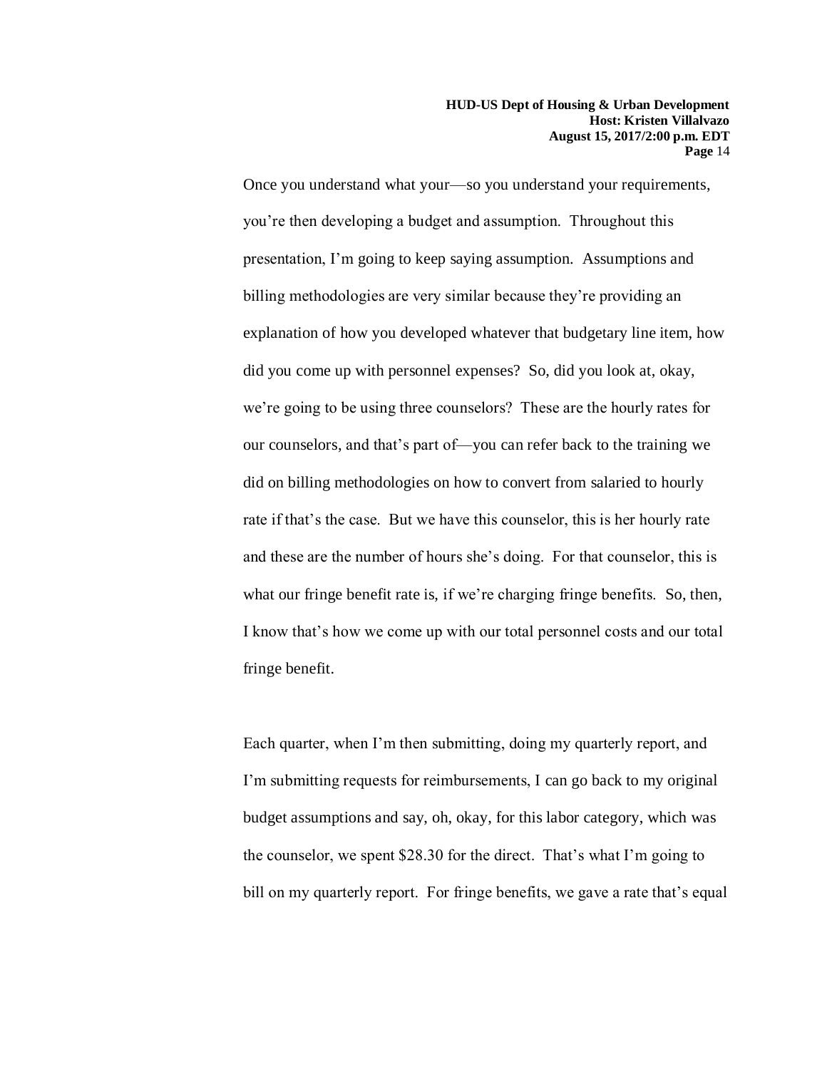Once you understand what your—so you understand your requirements, you're then developing a budget and assumption. Throughout this presentation, I'm going to keep saying assumption. Assumptions and billing methodologies are very similar because they're providing an explanation of how you developed whatever that budgetary line item, how did you come up with personnel expenses? So, did you look at, okay, we're going to be using three counselors? These are the hourly rates for our counselors, and that's part of—you can refer back to the training we did on billing methodologies on how to convert from salaried to hourly rate if that's the case. But we have this counselor, this is her hourly rate and these are the number of hours she's doing. For that counselor, this is what our fringe benefit rate is, if we're charging fringe benefits. So, then, I know that's how we come up with our total personnel costs and our total fringe benefit.

Each quarter, when I'm then submitting, doing my quarterly report, and I'm submitting requests for reimbursements, I can go back to my original budget assumptions and say, oh, okay, for this labor category, which was the counselor, we spent $28.30 for the direct. That's what I'm going to bill on my quarterly report. For fringe benefits, we gave a rate that's equal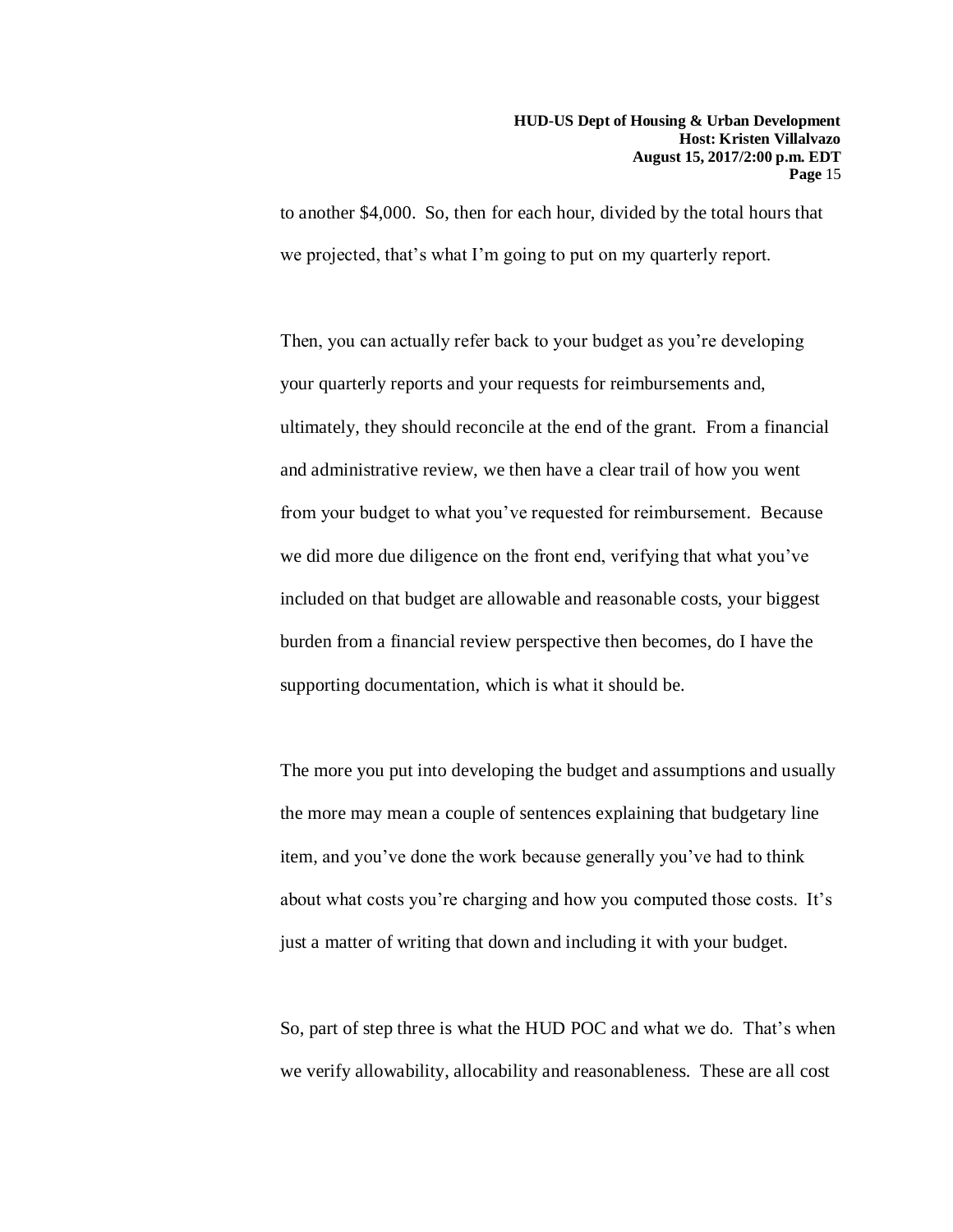to another $4,000. So, then for each hour, divided by the total hours that we projected, that's what I'm going to put on my quarterly report.

Then, you can actually refer back to your budget as you're developing your quarterly reports and your requests for reimbursements and, ultimately, they should reconcile at the end of the grant. From a financial and administrative review, we then have a clear trail of how you went from your budget to what you've requested for reimbursement. Because we did more due diligence on the front end, verifying that what you've included on that budget are allowable and reasonable costs, your biggest burden from a financial review perspective then becomes, do I have the supporting documentation, which is what it should be.

The more you put into developing the budget and assumptions and usually the more may mean a couple of sentences explaining that budgetary line item, and you've done the work because generally you've had to think about what costs you're charging and how you computed those costs. It's just a matter of writing that down and including it with your budget.

So, part of step three is what the HUD POC and what we do. That's when we verify allowability, allocability and reasonableness. These are all cost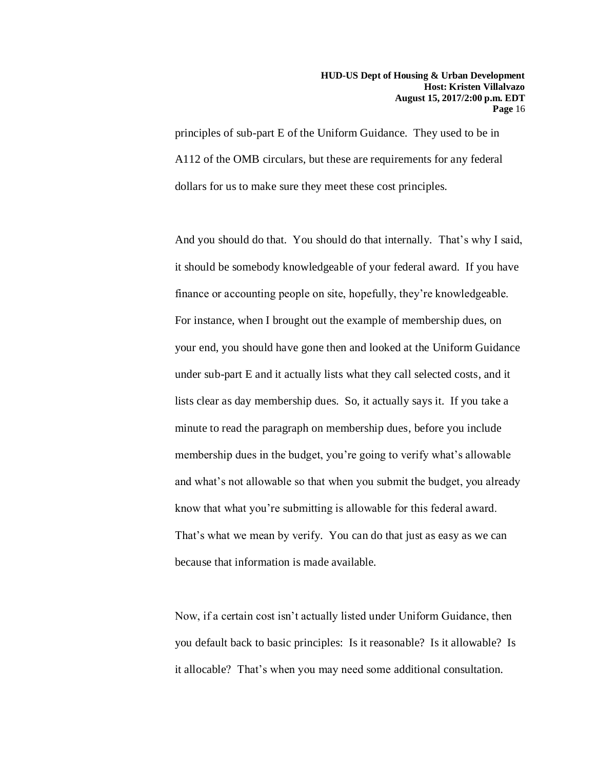principles of sub-part E of the Uniform Guidance. They used to be in A112 of the OMB circulars, but these are requirements for any federal dollars for us to make sure they meet these cost principles.

And you should do that. You should do that internally. That's why I said, it should be somebody knowledgeable of your federal award. If you have finance or accounting people on site, hopefully, they're knowledgeable. For instance, when I brought out the example of membership dues, on your end, you should have gone then and looked at the Uniform Guidance under sub-part E and it actually lists what they call selected costs, and it lists clear as day membership dues. So, it actually says it. If you take a minute to read the paragraph on membership dues, before you include membership dues in the budget, you're going to verify what's allowable and what's not allowable so that when you submit the budget, you already know that what you're submitting is allowable for this federal award. That's what we mean by verify. You can do that just as easy as we can because that information is made available.

Now, if a certain cost isn't actually listed under Uniform Guidance, then you default back to basic principles: Is it reasonable? Is it allowable? Is it allocable? That's when you may need some additional consultation.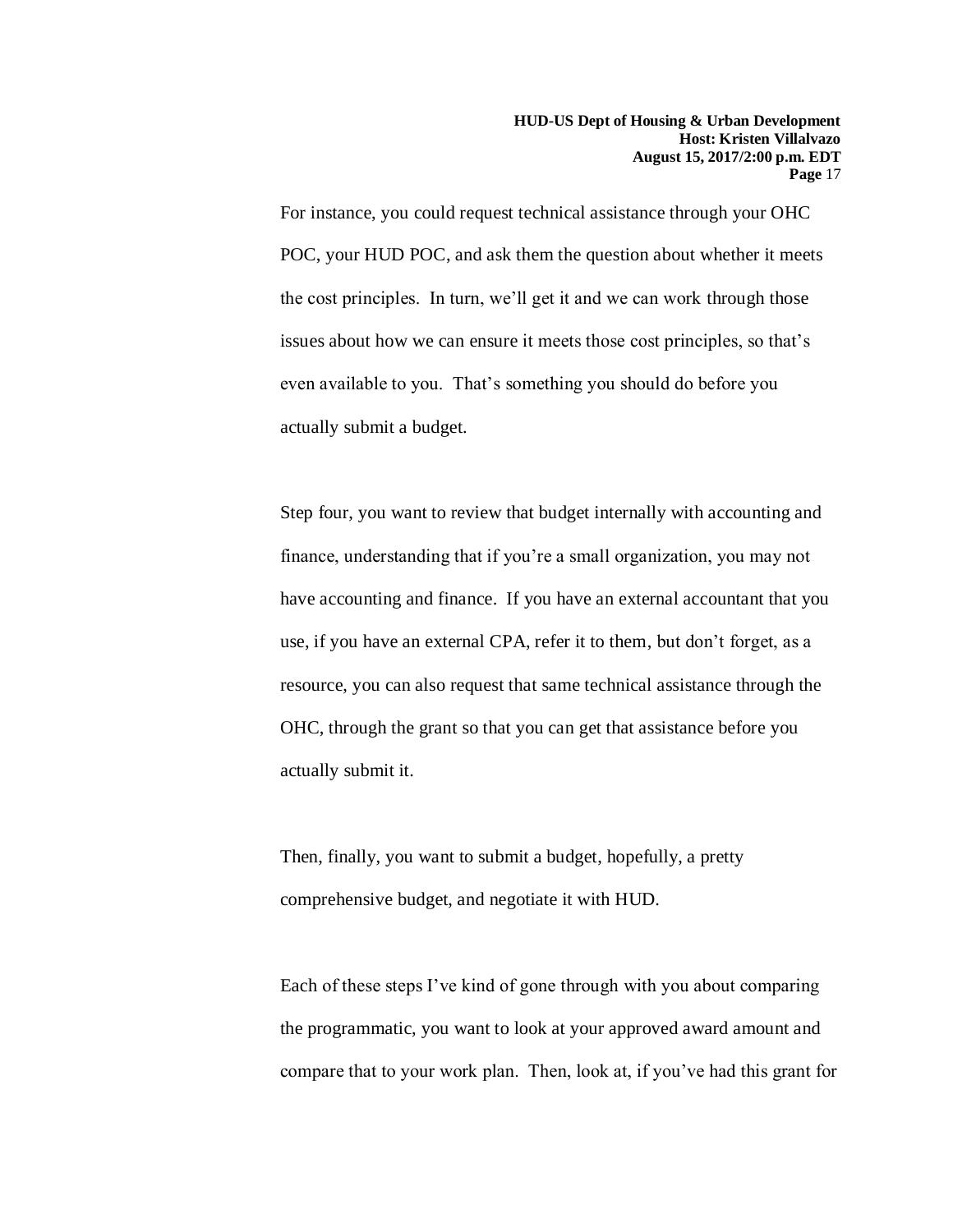For instance, you could request technical assistance through your OHC POC, your HUD POC, and ask them the question about whether it meets the cost principles. In turn, we'll get it and we can work through those issues about how we can ensure it meets those cost principles, so that's even available to you. That's something you should do before you actually submit a budget.

Step four, you want to review that budget internally with accounting and finance, understanding that if you're a small organization, you may not have accounting and finance. If you have an external accountant that you use, if you have an external CPA, refer it to them, but don't forget, as a resource, you can also request that same technical assistance through the OHC, through the grant so that you can get that assistance before you actually submit it.

Then, finally, you want to submit a budget, hopefully, a pretty comprehensive budget, and negotiate it with HUD.

Each of these steps I've kind of gone through with you about comparing the programmatic, you want to look at your approved award amount and compare that to your work plan. Then, look at, if you've had this grant for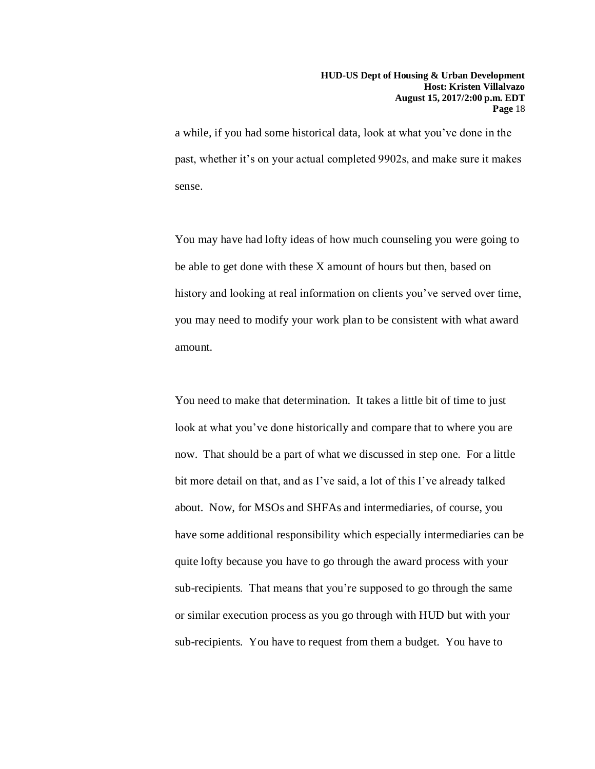a while, if you had some historical data, look at what you've done in the past, whether it's on your actual completed 9902s, and make sure it makes sense.

You may have had lofty ideas of how much counseling you were going to be able to get done with these X amount of hours but then, based on history and looking at real information on clients you've served over time, you may need to modify your work plan to be consistent with what award amount.

You need to make that determination. It takes a little bit of time to just look at what you've done historically and compare that to where you are now. That should be a part of what we discussed in step one. For a little bit more detail on that, and as I've said, a lot of this I've already talked about. Now, for MSOs and SHFAs and intermediaries, of course, you have some additional responsibility which especially intermediaries can be quite lofty because you have to go through the award process with your sub-recipients. That means that you're supposed to go through the same or similar execution process as you go through with HUD but with your sub-recipients. You have to request from them a budget. You have to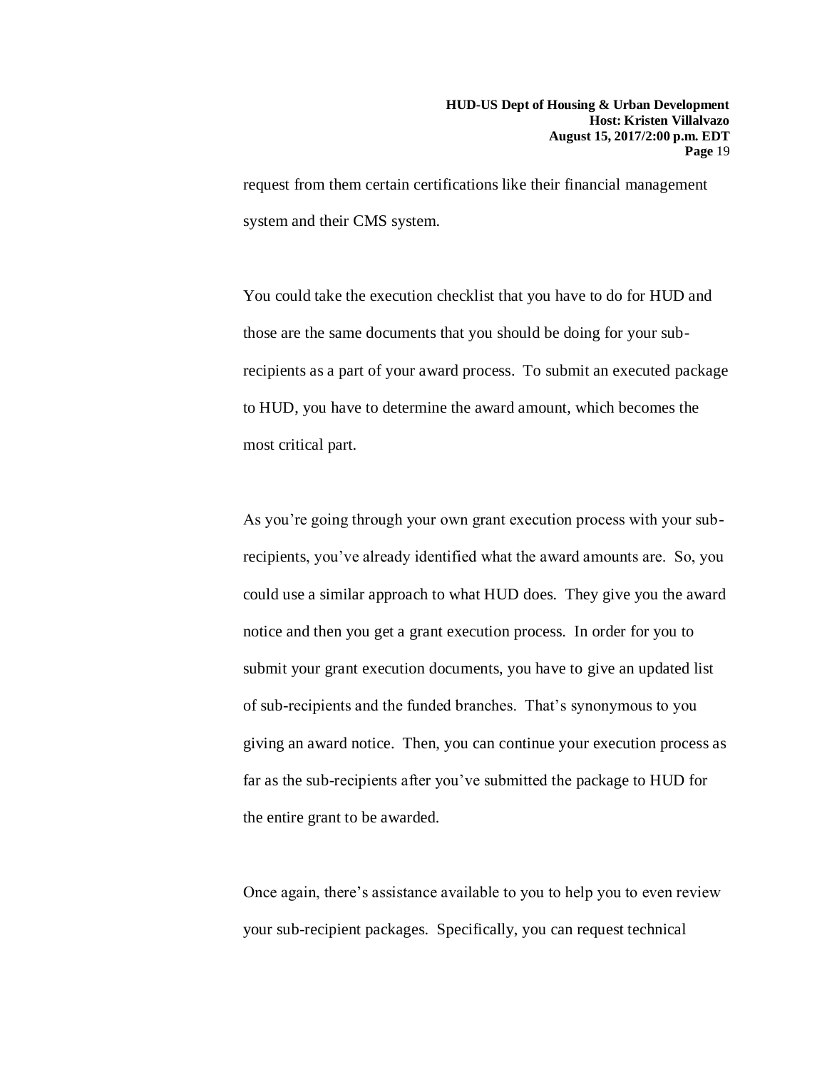request from them certain certifications like their financial management system and their CMS system.

You could take the execution checklist that you have to do for HUD and those are the same documents that you should be doing for your sub-recipients as a part of your award process. To submit an executed package to HUD, you have to determine the award amount, which becomes the most critical part.

As you're going through your own grant execution process with your sub-recipients, you've already identified what the award amounts are. So, you could use a similar approach to what HUD does. They give you the award notice and then you get a grant execution process. In order for you to submit your grant execution documents, you have to give an updated list of sub-recipients and the funded branches. That's synonymous to you giving an award notice. Then, you can continue your execution process as far as the sub-recipients after you've submitted the package to HUD for the entire grant to be awarded.

Once again, there's assistance available to you to help you to even review your sub-recipient packages. Specifically, you can request technical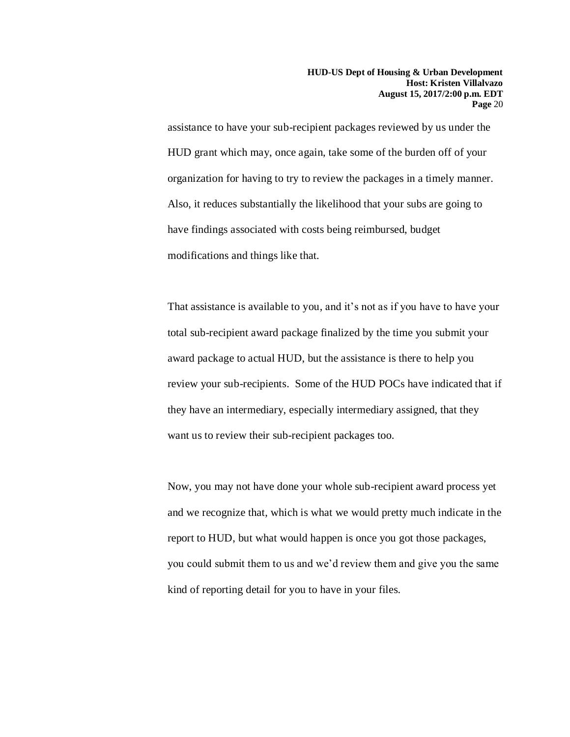assistance to have your sub-recipient packages reviewed by us under the HUD grant which may, once again, take some of the burden off of your organization for having to try to review the packages in a timely manner. Also, it reduces substantially the likelihood that your subs are going to have findings associated with costs being reimbursed, budget modifications and things like that.

That assistance is available to you, and it's not as if you have to have your total sub-recipient award package finalized by the time you submit your award package to actual HUD, but the assistance is there to help you review your sub-recipients. Some of the HUD POCs have indicated that if they have an intermediary, especially intermediary assigned, that they want us to review their sub-recipient packages too.

Now, you may not have done your whole sub-recipient award process yet and we recognize that, which is what we would pretty much indicate in the report to HUD, but what would happen is once you got those packages, you could submit them to us and we'd review them and give you the same kind of reporting detail for you to have in your files.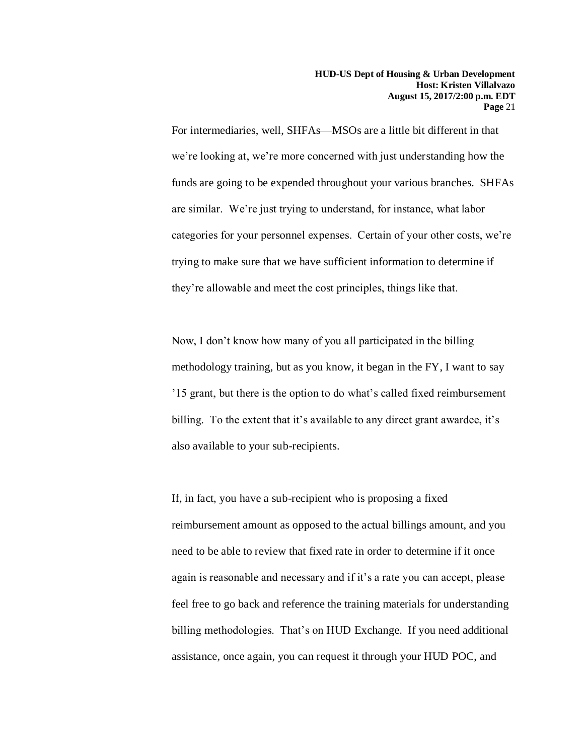For intermediaries, well, SHFAs—MSOs are a little bit different in that we're looking at, we're more concerned with just understanding how the funds are going to be expended throughout your various branches. SHFAs are similar. We're just trying to understand, for instance, what labor categories for your personnel expenses. Certain of your other costs, we're trying to make sure that we have sufficient information to determine if they're allowable and meet the cost principles, things like that.

Now, I don't know how many of you all participated in the billing methodology training, but as you know, it began in the FY, I want to say '15 grant, but there is the option to do what's called fixed reimbursement billing. To the extent that it's available to any direct grant awardee, it's also available to your sub-recipients.

If, in fact, you have a sub-recipient who is proposing a fixed reimbursement amount as opposed to the actual billings amount, and you need to be able to review that fixed rate in order to determine if it once again is reasonable and necessary and if it's a rate you can accept, please feel free to go back and reference the training materials for understanding billing methodologies. That's on HUD Exchange. If you need additional assistance, once again, you can request it through your HUD POC, and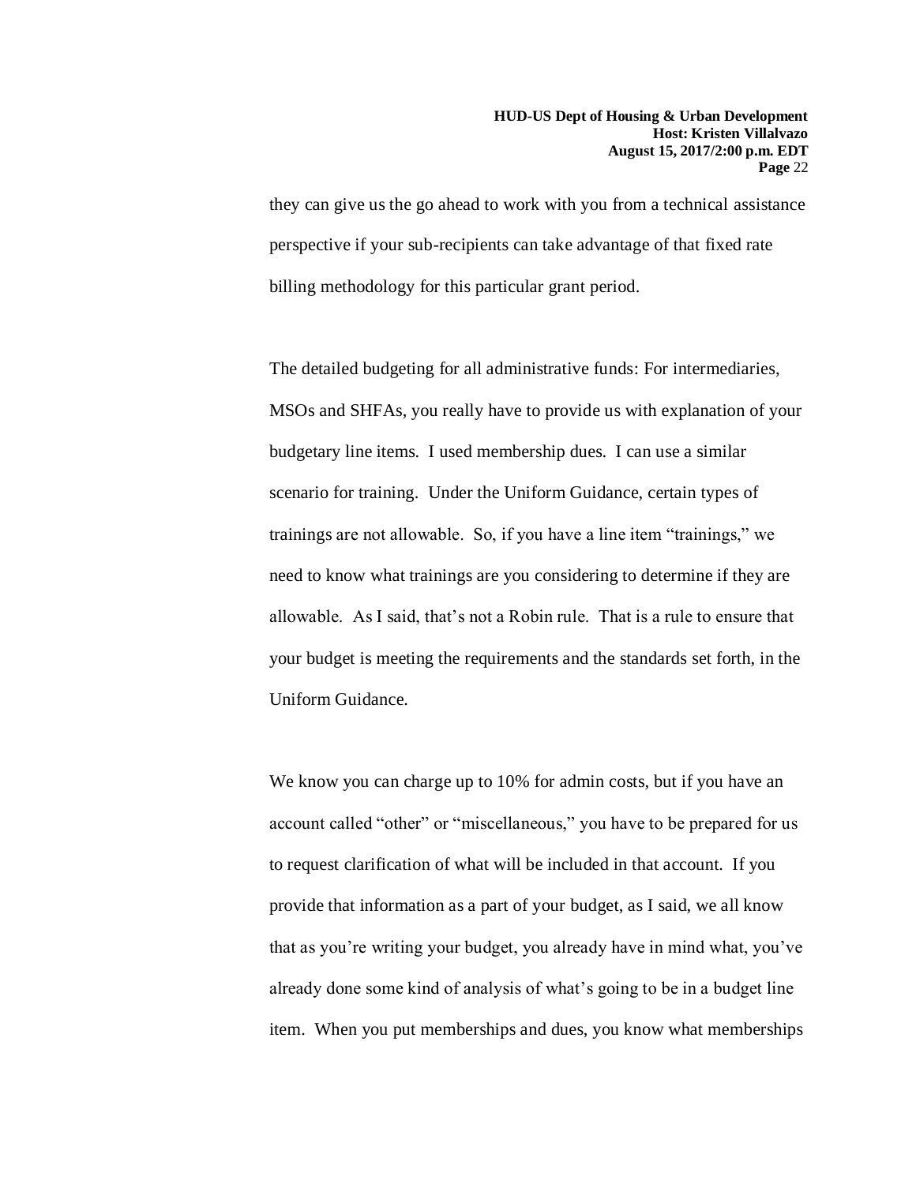they can give us the go ahead to work with you from a technical assistance perspective if your sub-recipients can take advantage of that fixed rate billing methodology for this particular grant period.

The detailed budgeting for all administrative funds: For intermediaries, MSOs and SHFAs, you really have to provide us with explanation of your budgetary line items. I used membership dues. I can use a similar scenario for training. Under the Uniform Guidance, certain types of trainings are not allowable. So, if you have a line item "trainings," we need to know what trainings are you considering to determine if they are allowable. As I said, that's not a Robin rule. That is a rule to ensure that your budget is meeting the requirements and the standards set forth, in the Uniform Guidance.

We know you can charge up to 10% for admin costs, but if you have an account called "other" or "miscellaneous," you have to be prepared for us to request clarification of what will be included in that account. If you provide that information as a part of your budget, as I said, we all know that as you're writing your budget, you already have in mind what, you've already done some kind of analysis of what's going to be in a budget line item. When you put memberships and dues, you know what memberships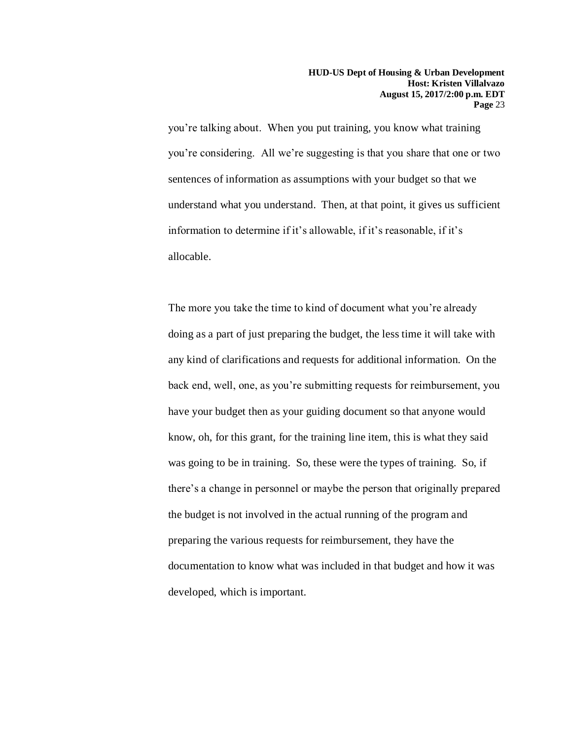you're talking about. When you put training, you know what training you're considering. All we're suggesting is that you share that one or two sentences of information as assumptions with your budget so that we understand what you understand. Then, at that point, it gives us sufficient information to determine if it's allowable, if it's reasonable, if it's allocable.

The more you take the time to kind of document what you're already doing as a part of just preparing the budget, the less time it will take with any kind of clarifications and requests for additional information. On the back end, well, one, as you're submitting requests for reimbursement, you have your budget then as your guiding document so that anyone would know, oh, for this grant, for the training line item, this is what they said was going to be in training. So, these were the types of training. So, if there's a change in personnel or maybe the person that originally prepared the budget is not involved in the actual running of the program and preparing the various requests for reimbursement, they have the documentation to know what was included in that budget and how it was developed, which is important.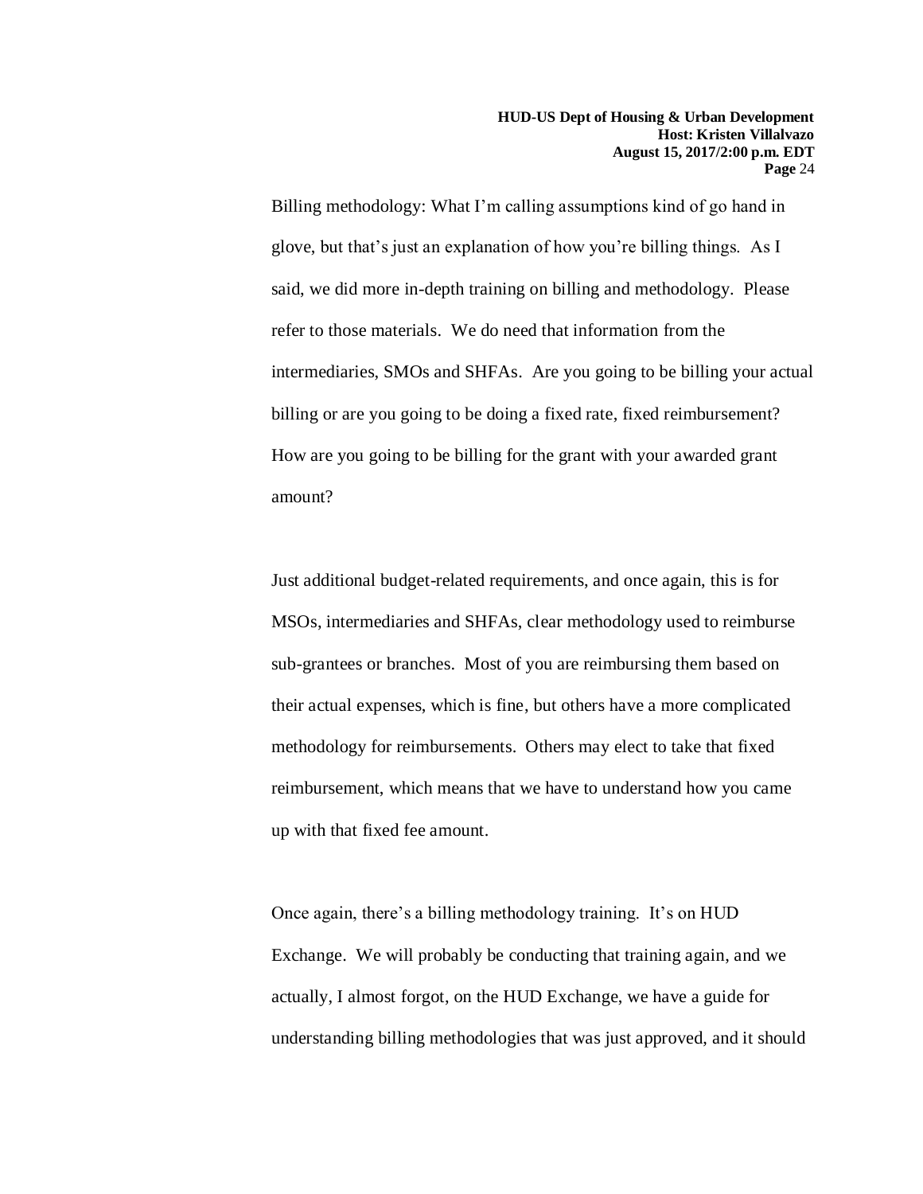Billing methodology: What I'm calling assumptions kind of go hand in glove, but that's just an explanation of how you're billing things. As I said, we did more in-depth training on billing and methodology. Please refer to those materials. We do need that information from the intermediaries, SMOs and SHFAs. Are you going to be billing your actual billing or are you going to be doing a fixed rate, fixed reimbursement? How are you going to be billing for the grant with your awarded grant amount?

Just additional budget-related requirements, and once again, this is for MSOs, intermediaries and SHFAs, clear methodology used to reimburse sub-grantees or branches. Most of you are reimbursing them based on their actual expenses, which is fine, but others have a more complicated methodology for reimbursements. Others may elect to take that fixed reimbursement, which means that we have to understand how you came up with that fixed fee amount.

Once again, there's a billing methodology training. It's on HUD Exchange. We will probably be conducting that training again, and we actually, I almost forgot, on the HUD Exchange, we have a guide for understanding billing methodologies that was just approved, and it should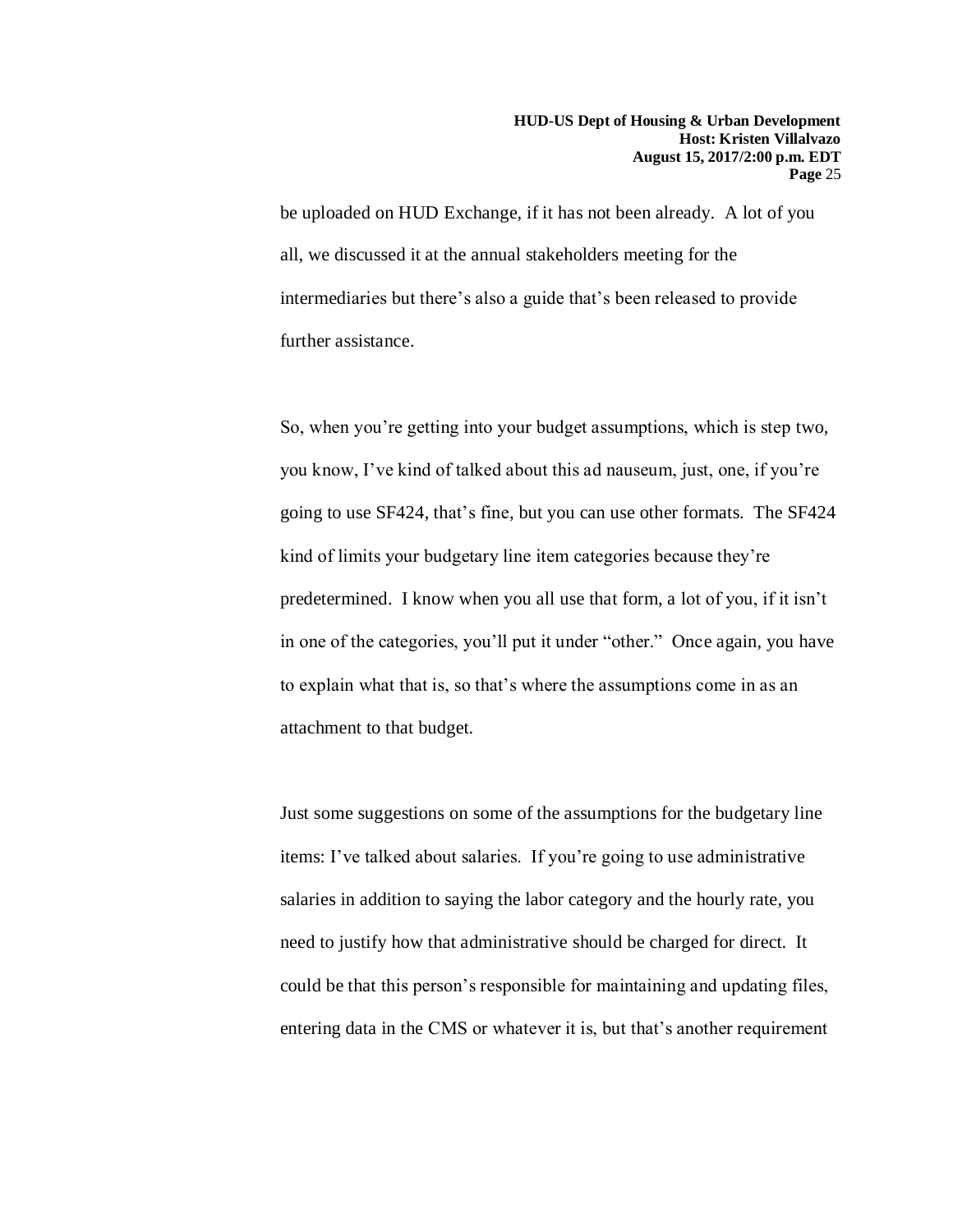be uploaded on HUD Exchange, if it has not been already. A lot of you all, we discussed it at the annual stakeholders meeting for the intermediaries but there's also a guide that's been released to provide further assistance.

So, when you're getting into your budget assumptions, which is step two, you know, I've kind of talked about this ad nauseum, just, one, if you're going to use SF424, that's fine, but you can use other formats. The SF424 kind of limits your budgetary line item categories because they're predetermined. I know when you all use that form, a lot of you, if it isn't in one of the categories, you'll put it under "other." Once again, you have to explain what that is, so that's where the assumptions come in as an attachment to that budget.

Just some suggestions on some of the assumptions for the budgetary line items: I've talked about salaries. If you're going to use administrative salaries in addition to saying the labor category and the hourly rate, you need to justify how that administrative should be charged for direct. It could be that this person's responsible for maintaining and updating files, entering data in the CMS or whatever it is, but that's another requirement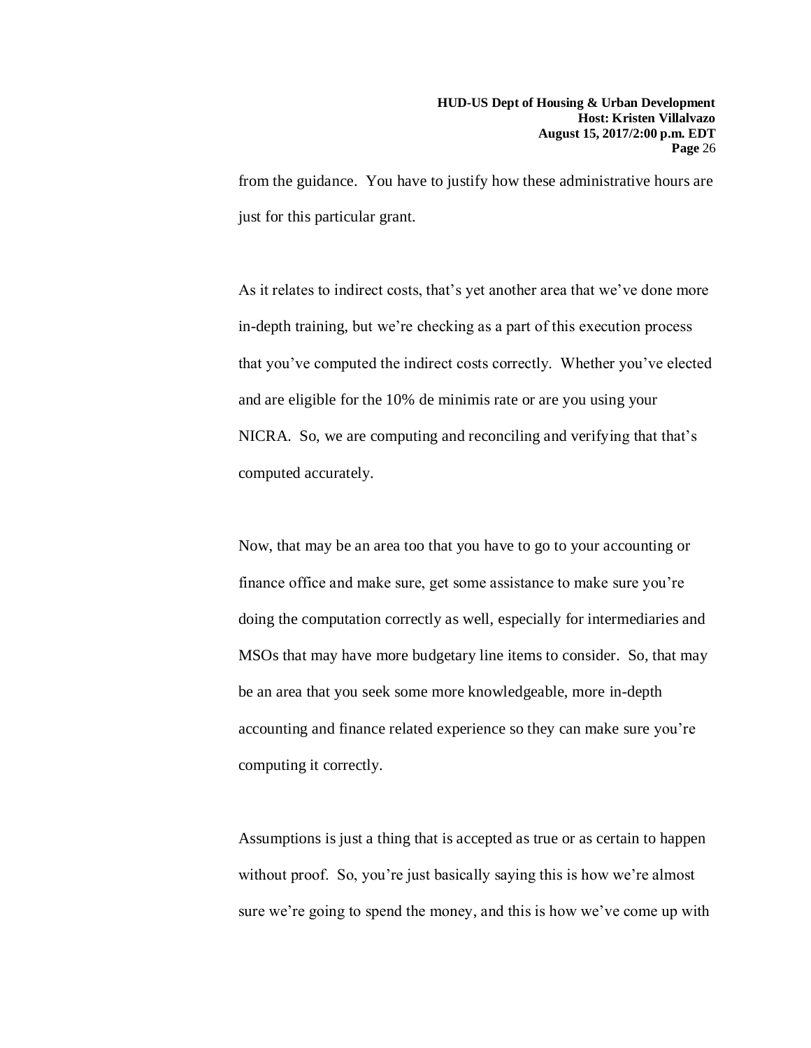from the guidance. You have to justify how these administrative hours are just for this particular grant.

As it relates to indirect costs, that's yet another area that we've done more in-depth training, but we're checking as a part of this execution process that you've computed the indirect costs correctly. Whether you've elected and are eligible for the 10% de minimis rate or are you using your NICRA. So, we are computing and reconciling and verifying that that's computed accurately.

Now, that may be an area too that you have to go to your accounting or finance office and make sure, get some assistance to make sure you're doing the computation correctly as well, especially for intermediaries and MSOs that may have more budgetary line items to consider. So, that may be an area that you seek some more knowledgeable, more in-depth accounting and finance related experience so they can make sure you're computing it correctly.

Assumptions is just a thing that is accepted as true or as certain to happen without proof. So, you're just basically saying this is how we're almost sure we're going to spend the money, and this is how we've come up with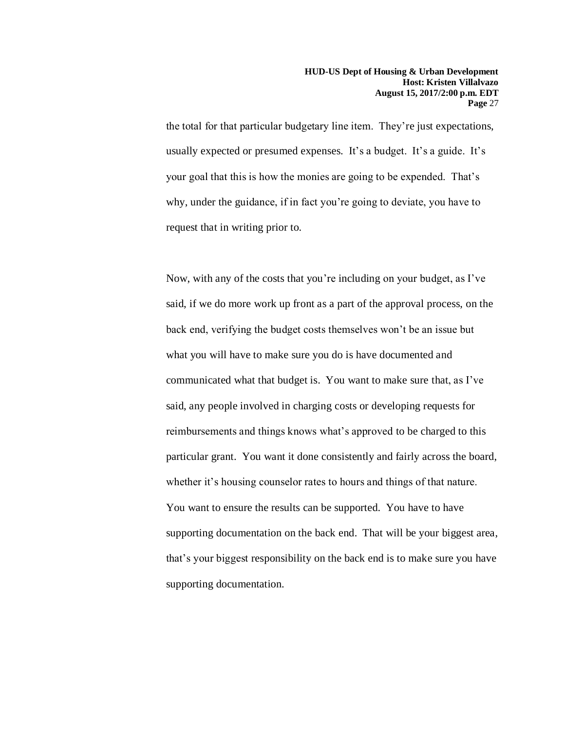the total for that particular budgetary line item. They're just expectations, usually expected or presumed expenses. It's a budget. It's a guide. It's your goal that this is how the monies are going to be expended. That's why, under the guidance, if in fact you're going to deviate, you have to request that in writing prior to.

Now, with any of the costs that you're including on your budget, as I've said, if we do more work up front as a part of the approval process, on the back end, verifying the budget costs themselves won't be an issue but what you will have to make sure you do is have documented and communicated what that budget is. You want to make sure that, as I've said, any people involved in charging costs or developing requests for reimbursements and things knows what's approved to be charged to this particular grant. You want it done consistently and fairly across the board, whether it's housing counselor rates to hours and things of that nature. You want to ensure the results can be supported. You have to have supporting documentation on the back end. That will be your biggest area, that's your biggest responsibility on the back end is to make sure you have supporting documentation.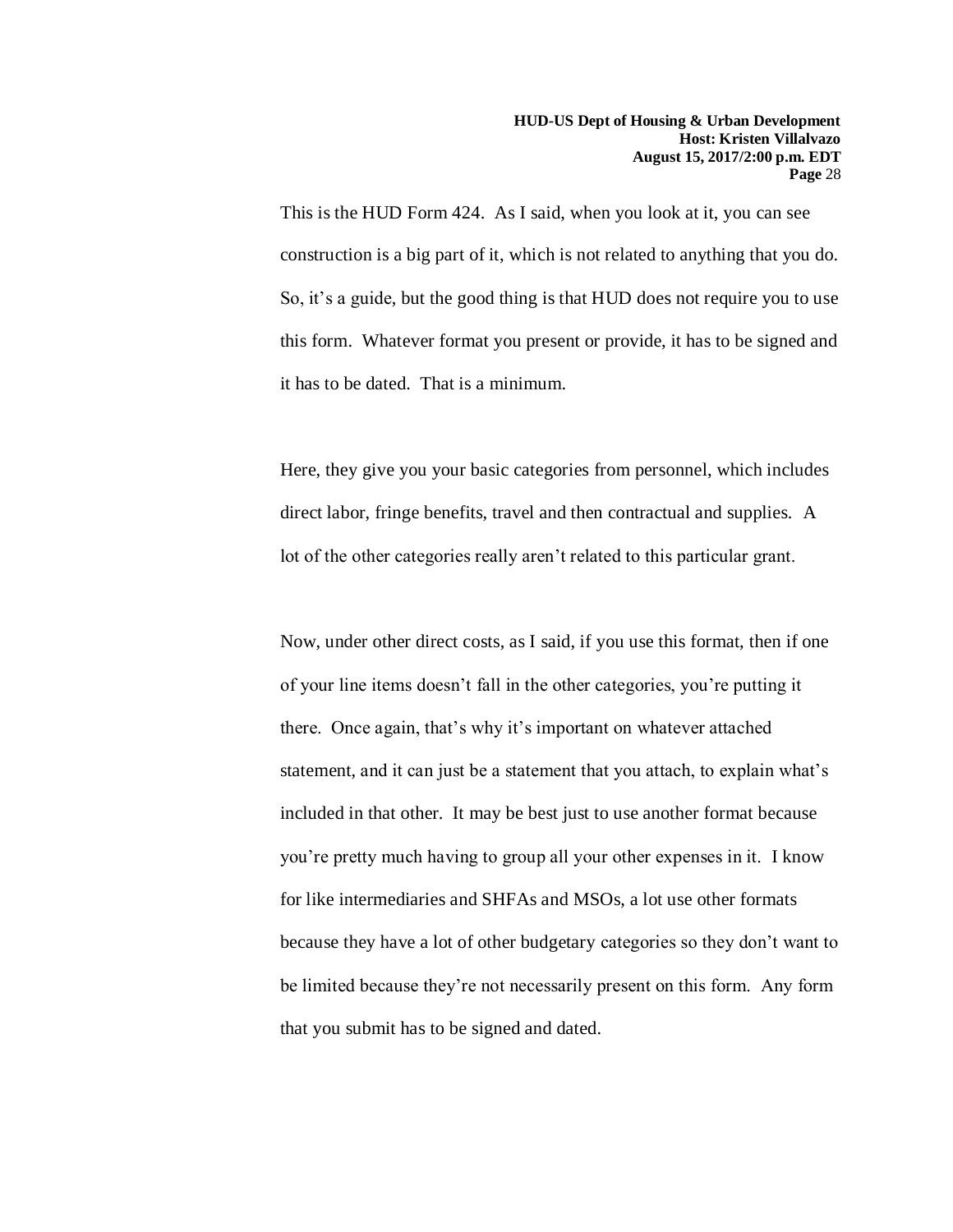This is the HUD Form 424. As I said, when you look at it, you can see construction is a big part of it, which is not related to anything that you do. So, it's a guide, but the good thing is that HUD does not require you to use this form. Whatever format you present or provide, it has to be signed and it has to be dated. That is a minimum.

Here, they give you your basic categories from personnel, which includes direct labor, fringe benefits, travel and then contractual and supplies. A lot of the other categories really aren't related to this particular grant.

Now, under other direct costs, as I said, if you use this format, then if one of your line items doesn't fall in the other categories, you're putting it there. Once again, that's why it's important on whatever attached statement, and it can just be a statement that you attach, to explain what's included in that other. It may be best just to use another format because you're pretty much having to group all your other expenses in it. I know for like intermediaries and SHFAs and MSOs, a lot use other formats because they have a lot of other budgetary categories so they don't want to be limited because they're not necessarily present on this form. Any form that you submit has to be signed and dated.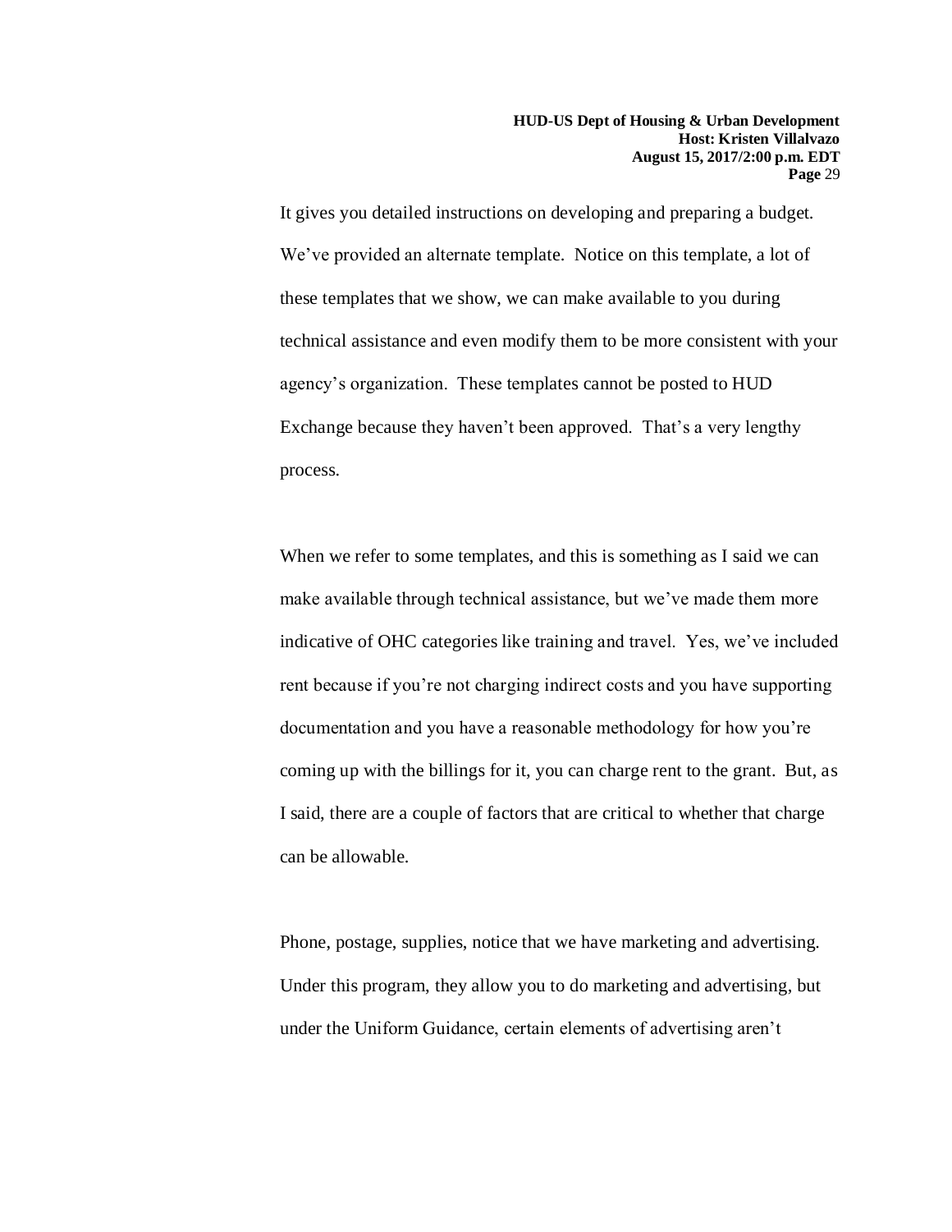It gives you detailed instructions on developing and preparing a budget. We've provided an alternate template. Notice on this template, a lot of these templates that we show, we can make available to you during technical assistance and even modify them to be more consistent with your agency's organization. These templates cannot be posted to HUD Exchange because they haven't been approved. That's a very lengthy process.

When we refer to some templates, and this is something as I said we can make available through technical assistance, but we've made them more indicative of OHC categories like training and travel. Yes, we've included rent because if you're not charging indirect costs and you have supporting documentation and you have a reasonable methodology for how you're coming up with the billings for it, you can charge rent to the grant. But, as I said, there are a couple of factors that are critical to whether that charge can be allowable.

Phone, postage, supplies, notice that we have marketing and advertising. Under this program, they allow you to do marketing and advertising, but under the Uniform Guidance, certain elements of advertising aren't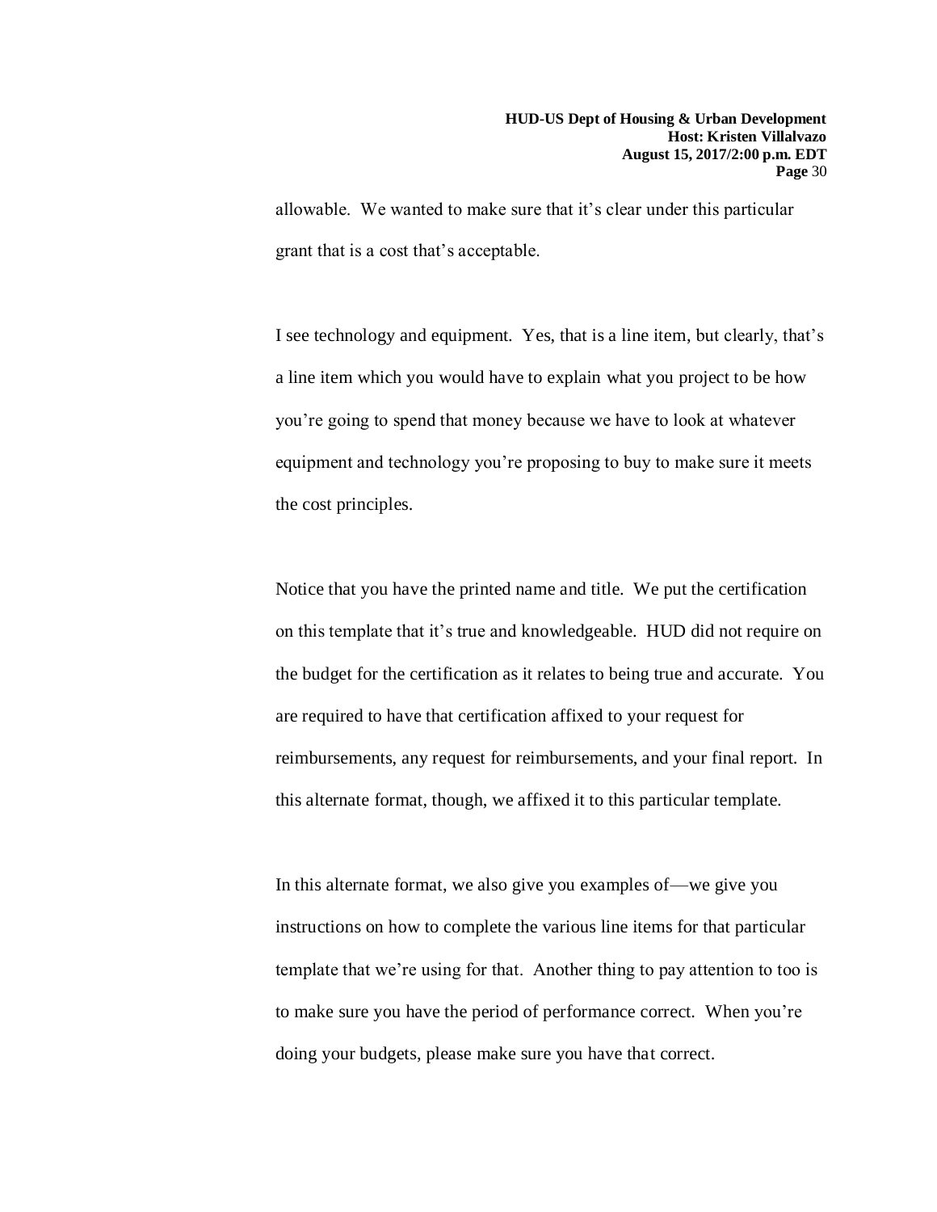allowable. We wanted to make sure that it's clear under this particular grant that is a cost that's acceptable.

I see technology and equipment. Yes, that is a line item, but clearly, that's a line item which you would have to explain what you project to be how you're going to spend that money because we have to look at whatever equipment and technology you're proposing to buy to make sure it meets the cost principles.

Notice that you have the printed name and title. We put the certification on this template that it's true and knowledgeable. HUD did not require on the budget for the certification as it relates to being true and accurate. You are required to have that certification affixed to your request for reimbursements, any request for reimbursements, and your final report. In this alternate format, though, we affixed it to this particular template.

In this alternate format, we also give you examples of—we give you instructions on how to complete the various line items for that particular template that we're using for that. Another thing to pay attention to too is to make sure you have the period of performance correct. When you're doing your budgets, please make sure you have that correct.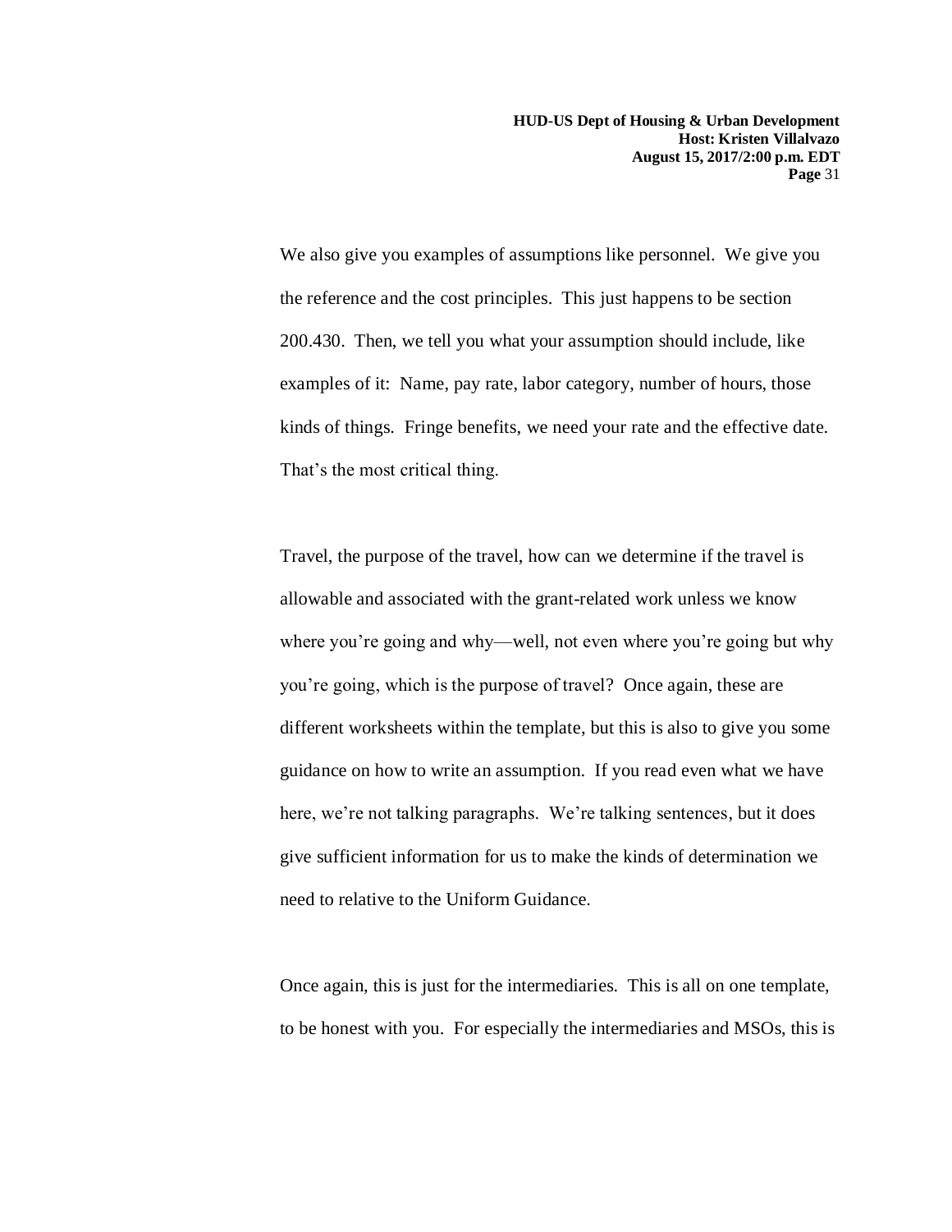We also give you examples of assumptions like personnel. We give you the reference and the cost principles. This just happens to be section 200.430. Then, we tell you what your assumption should include, like examples of it: Name, pay rate, labor category, number of hours, those kinds of things. Fringe benefits, we need your rate and the effective date. That's the most critical thing.

Travel, the purpose of the travel, how can we determine if the travel is allowable and associated with the grant-related work unless we know where you're going and why—well, not even where you're going but why you're going, which is the purpose of travel? Once again, these are different worksheets within the template, but this is also to give you some guidance on how to write an assumption. If you read even what we have here, we're not talking paragraphs. We're talking sentences, but it does give sufficient information for us to make the kinds of determination we need to relative to the Uniform Guidance.

Once again, this is just for the intermediaries. This is all on one template, to be honest with you. For especially the intermediaries and MSOs, this is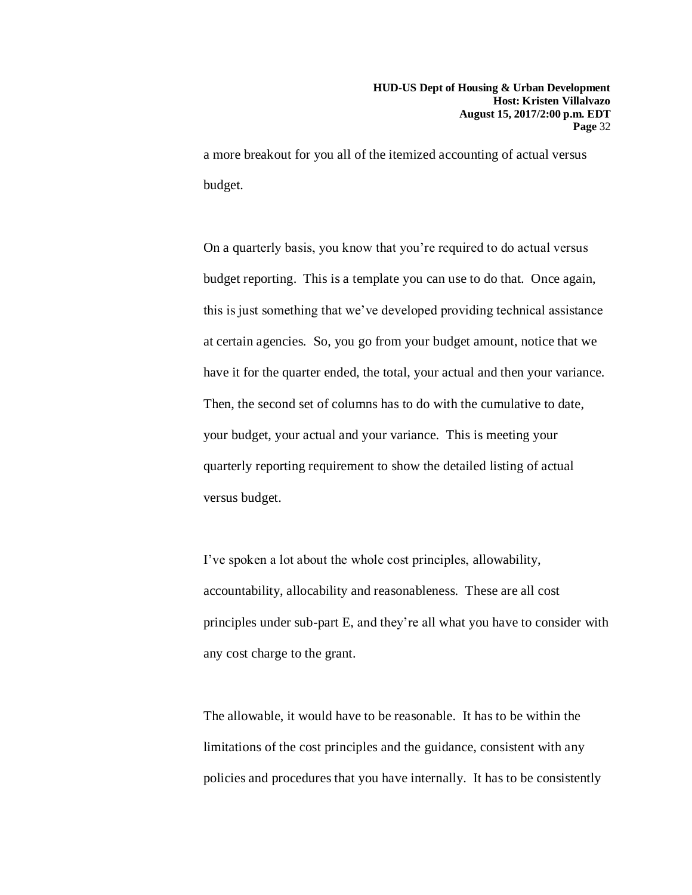a more breakout for you all of the itemized accounting of actual versus budget.

On a quarterly basis, you know that you're required to do actual versus budget reporting. This is a template you can use to do that. Once again, this is just something that we've developed providing technical assistance at certain agencies. So, you go from your budget amount, notice that we have it for the quarter ended, the total, your actual and then your variance. Then, the second set of columns has to do with the cumulative to date, your budget, your actual and your variance. This is meeting your quarterly reporting requirement to show the detailed listing of actual versus budget.

I've spoken a lot about the whole cost principles, allowability, accountability, allocability and reasonableness. These are all cost principles under sub-part E, and they're all what you have to consider with any cost charge to the grant.

The allowable, it would have to be reasonable. It has to be within the limitations of the cost principles and the guidance, consistent with any policies and procedures that you have internally. It has to be consistently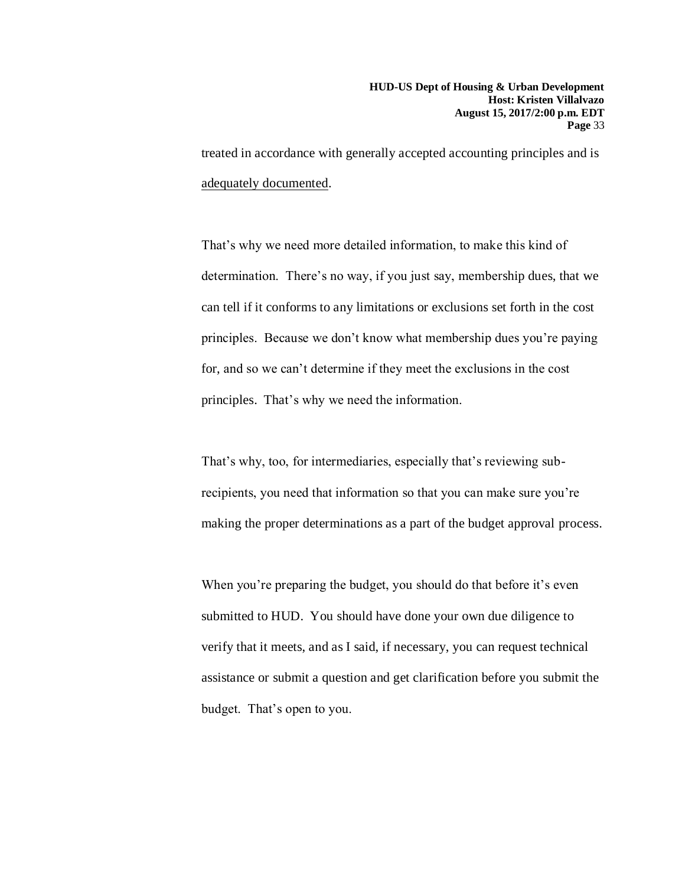treated in accordance with generally accepted accounting principles and is adequately documented.

That's why we need more detailed information, to make this kind of determination. There's no way, if you just say, membership dues, that we can tell if it conforms to any limitations or exclusions set forth in the cost principles. Because we don't know what membership dues you're paying for, and so we can't determine if they meet the exclusions in the cost principles. That's why we need the information.

That's why, too, for intermediaries, especially that's reviewing sub-recipients, you need that information so that you can make sure you're making the proper determinations as a part of the budget approval process.

When you're preparing the budget, you should do that before it's even submitted to HUD. You should have done your own due diligence to verify that it meets, and as I said, if necessary, you can request technical assistance or submit a question and get clarification before you submit the budget. That's open to you.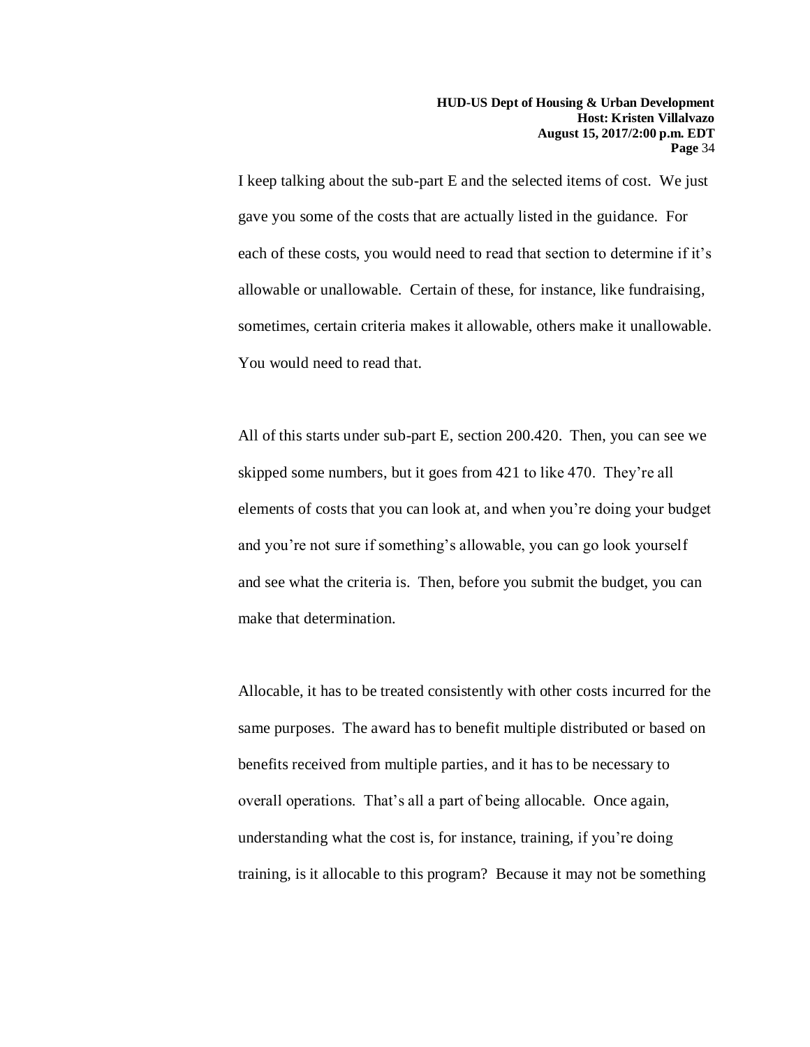I keep talking about the sub-part E and the selected items of cost. We just gave you some of the costs that are actually listed in the guidance. For each of these costs, you would need to read that section to determine if it's allowable or unallowable. Certain of these, for instance, like fundraising, sometimes, certain criteria makes it allowable, others make it unallowable. You would need to read that.

All of this starts under sub-part E, section 200.420. Then, you can see we skipped some numbers, but it goes from 421 to like 470. They're all elements of costs that you can look at, and when you're doing your budget and you're not sure if something's allowable, you can go look yourself and see what the criteria is. Then, before you submit the budget, you can make that determination.

Allocable, it has to be treated consistently with other costs incurred for the same purposes. The award has to benefit multiple distributed or based on benefits received from multiple parties, and it has to be necessary to overall operations. That's all a part of being allocable. Once again, understanding what the cost is, for instance, training, if you're doing training, is it allocable to this program? Because it may not be something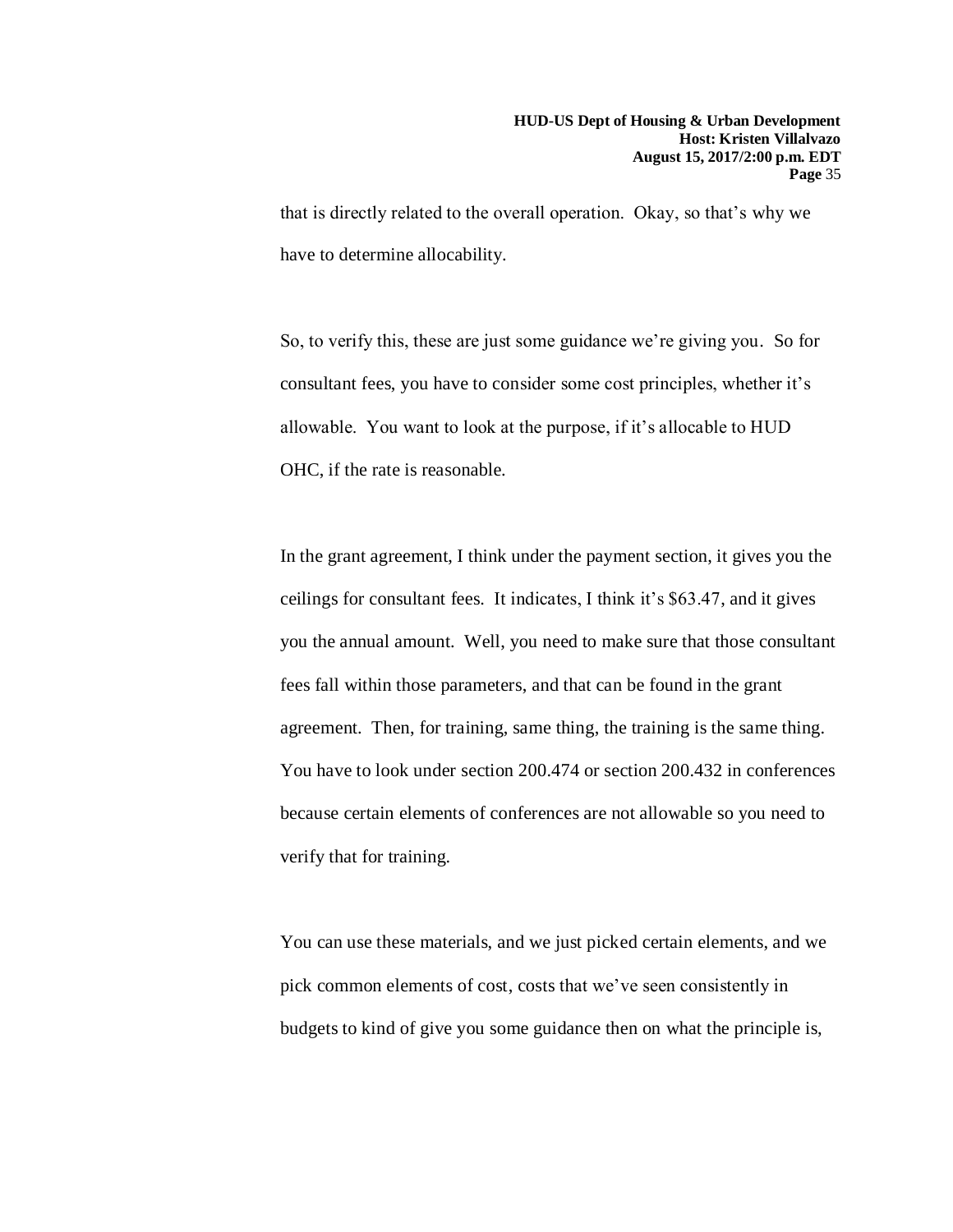that is directly related to the overall operation. Okay, so that's why we have to determine allocability.

So, to verify this, these are just some guidance we're giving you. So for consultant fees, you have to consider some cost principles, whether it's allowable. You want to look at the purpose, if it's allocable to HUD OHC, if the rate is reasonable.

In the grant agreement, I think under the payment section, it gives you the ceilings for consultant fees. It indicates, I think it's $63.47, and it gives you the annual amount. Well, you need to make sure that those consultant fees fall within those parameters, and that can be found in the grant agreement. Then, for training, same thing, the training is the same thing. You have to look under section 200.474 or section 200.432 in conferences because certain elements of conferences are not allowable so you need to verify that for training.

You can use these materials, and we just picked certain elements, and we pick common elements of cost, costs that we've seen consistently in budgets to kind of give you some guidance then on what the principle is,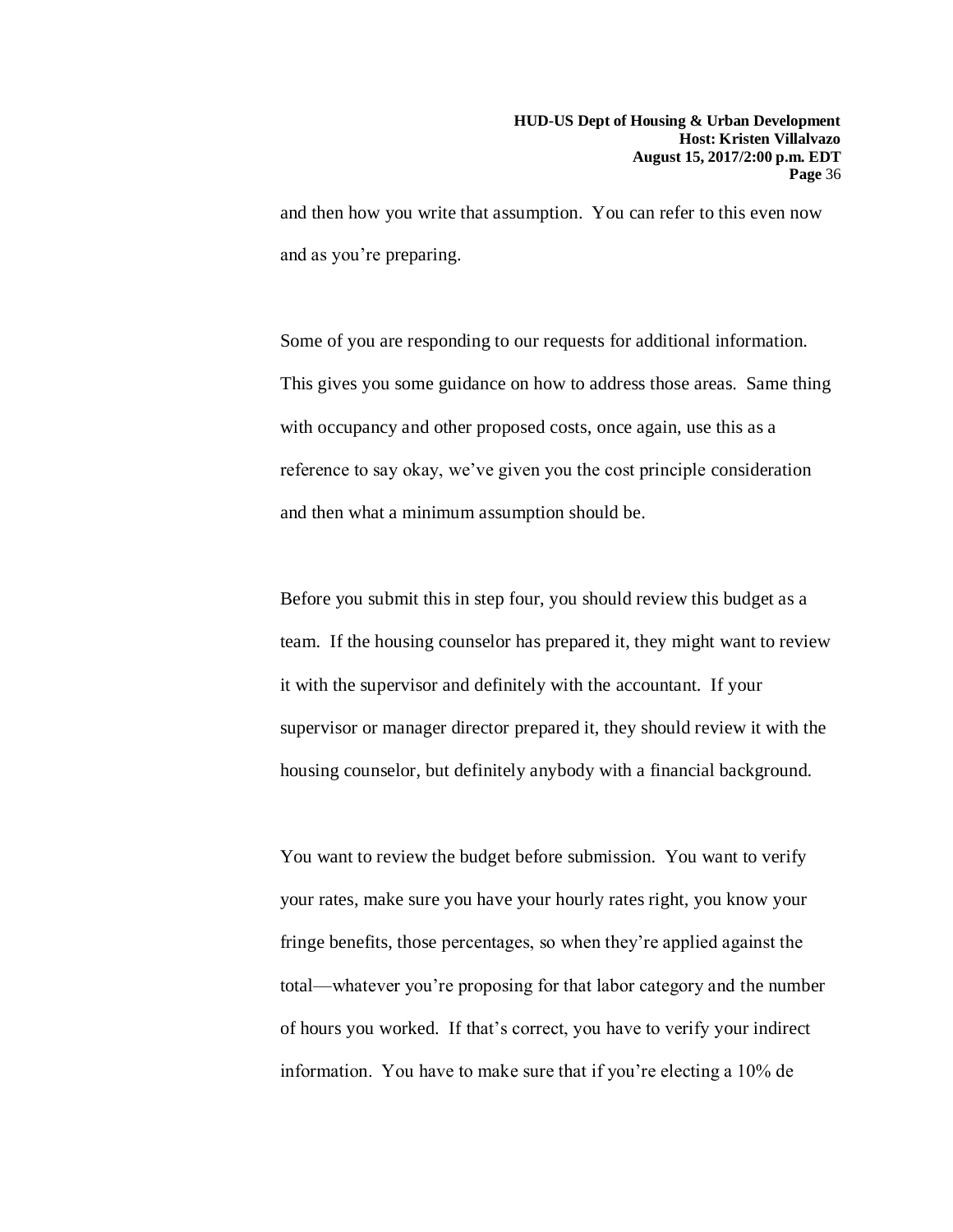and then how you write that assumption. You can refer to this even now and as you're preparing.

Some of you are responding to our requests for additional information. This gives you some guidance on how to address those areas. Same thing with occupancy and other proposed costs, once again, use this as a reference to say okay, we've given you the cost principle consideration and then what a minimum assumption should be.

Before you submit this in step four, you should review this budget as a team. If the housing counselor has prepared it, they might want to review it with the supervisor and definitely with the accountant. If your supervisor or manager director prepared it, they should review it with the housing counselor, but definitely anybody with a financial background.

You want to review the budget before submission. You want to verify your rates, make sure you have your hourly rates right, you know your fringe benefits, those percentages, so when they're applied against the total—whatever you're proposing for that labor category and the number of hours you worked. If that's correct, you have to verify your indirect information. You have to make sure that if you're electing a 10% de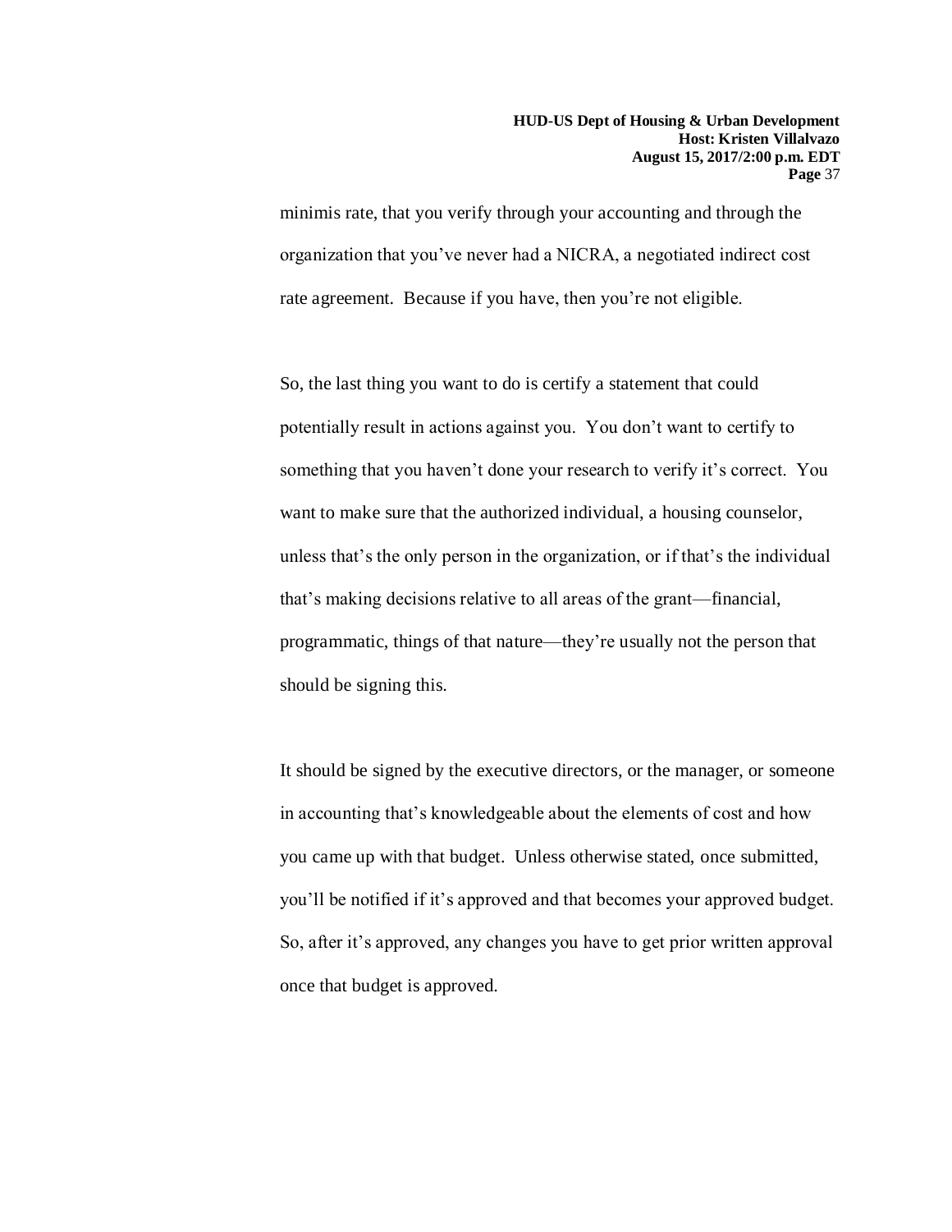minimis rate, that you verify through your accounting and through the organization that you've never had a NICRA, a negotiated indirect cost rate agreement. Because if you have, then you're not eligible.

So, the last thing you want to do is certify a statement that could potentially result in actions against you. You don't want to certify to something that you haven't done your research to verify it's correct. You want to make sure that the authorized individual, a housing counselor, unless that's the only person in the organization, or if that's the individual that's making decisions relative to all areas of the grant—financial, programmatic, things of that nature—they're usually not the person that should be signing this.

It should be signed by the executive directors, or the manager, or someone in accounting that's knowledgeable about the elements of cost and how you came up with that budget. Unless otherwise stated, once submitted, you'll be notified if it's approved and that becomes your approved budget. So, after it's approved, any changes you have to get prior written approval once that budget is approved.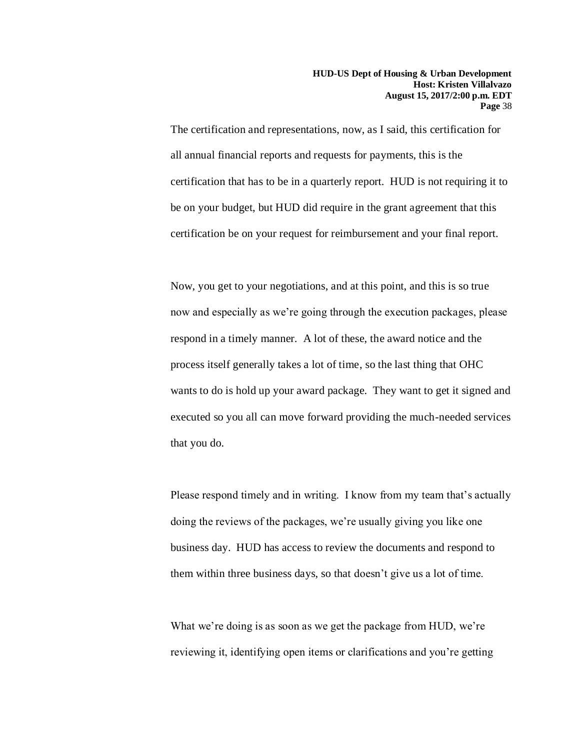The certification and representations, now, as I said, this certification for all annual financial reports and requests for payments, this is the certification that has to be in a quarterly report. HUD is not requiring it to be on your budget, but HUD did require in the grant agreement that this certification be on your request for reimbursement and your final report.

Now, you get to your negotiations, and at this point, and this is so true now and especially as we're going through the execution packages, please respond in a timely manner. A lot of these, the award notice and the process itself generally takes a lot of time, so the last thing that OHC wants to do is hold up your award package. They want to get it signed and executed so you all can move forward providing the much-needed services that you do.

Please respond timely and in writing. I know from my team that's actually doing the reviews of the packages, we're usually giving you like one business day. HUD has access to review the documents and respond to them within three business days, so that doesn't give us a lot of time.

What we're doing is as soon as we get the package from HUD, we're reviewing it, identifying open items or clarifications and you're getting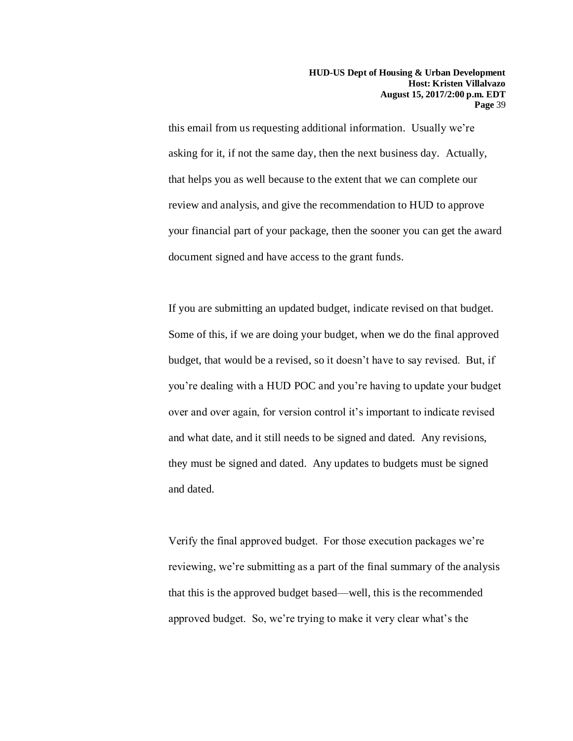this email from us requesting additional information. Usually we're asking for it, if not the same day, then the next business day. Actually, that helps you as well because to the extent that we can complete our review and analysis, and give the recommendation to HUD to approve your financial part of your package, then the sooner you can get the award document signed and have access to the grant funds.

If you are submitting an updated budget, indicate revised on that budget. Some of this, if we are doing your budget, when we do the final approved budget, that would be a revised, so it doesn't have to say revised. But, if you're dealing with a HUD POC and you're having to update your budget over and over again, for version control it's important to indicate revised and what date, and it still needs to be signed and dated. Any revisions, they must be signed and dated. Any updates to budgets must be signed and dated.

Verify the final approved budget. For those execution packages we're reviewing, we're submitting as a part of the final summary of the analysis that this is the approved budget based—well, this is the recommended approved budget. So, we're trying to make it very clear what's the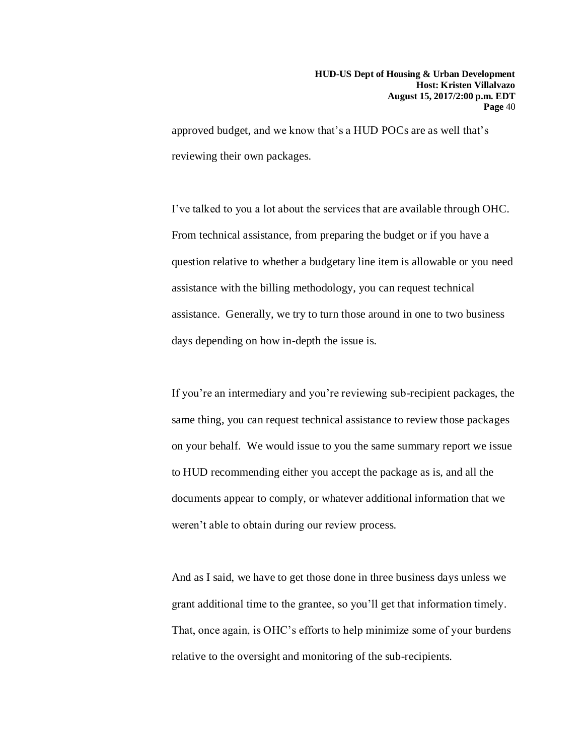approved budget, and we know that's a HUD POCs are as well that's reviewing their own packages.

I've talked to you a lot about the services that are available through OHC. From technical assistance, from preparing the budget or if you have a question relative to whether a budgetary line item is allowable or you need assistance with the billing methodology, you can request technical assistance. Generally, we try to turn those around in one to two business days depending on how in-depth the issue is.

If you're an intermediary and you're reviewing sub-recipient packages, the same thing, you can request technical assistance to review those packages on your behalf. We would issue to you the same summary report we issue to HUD recommending either you accept the package as is, and all the documents appear to comply, or whatever additional information that we weren't able to obtain during our review process.

And as I said, we have to get those done in three business days unless we grant additional time to the grantee, so you'll get that information timely. That, once again, is OHC's efforts to help minimize some of your burdens relative to the oversight and monitoring of the sub-recipients.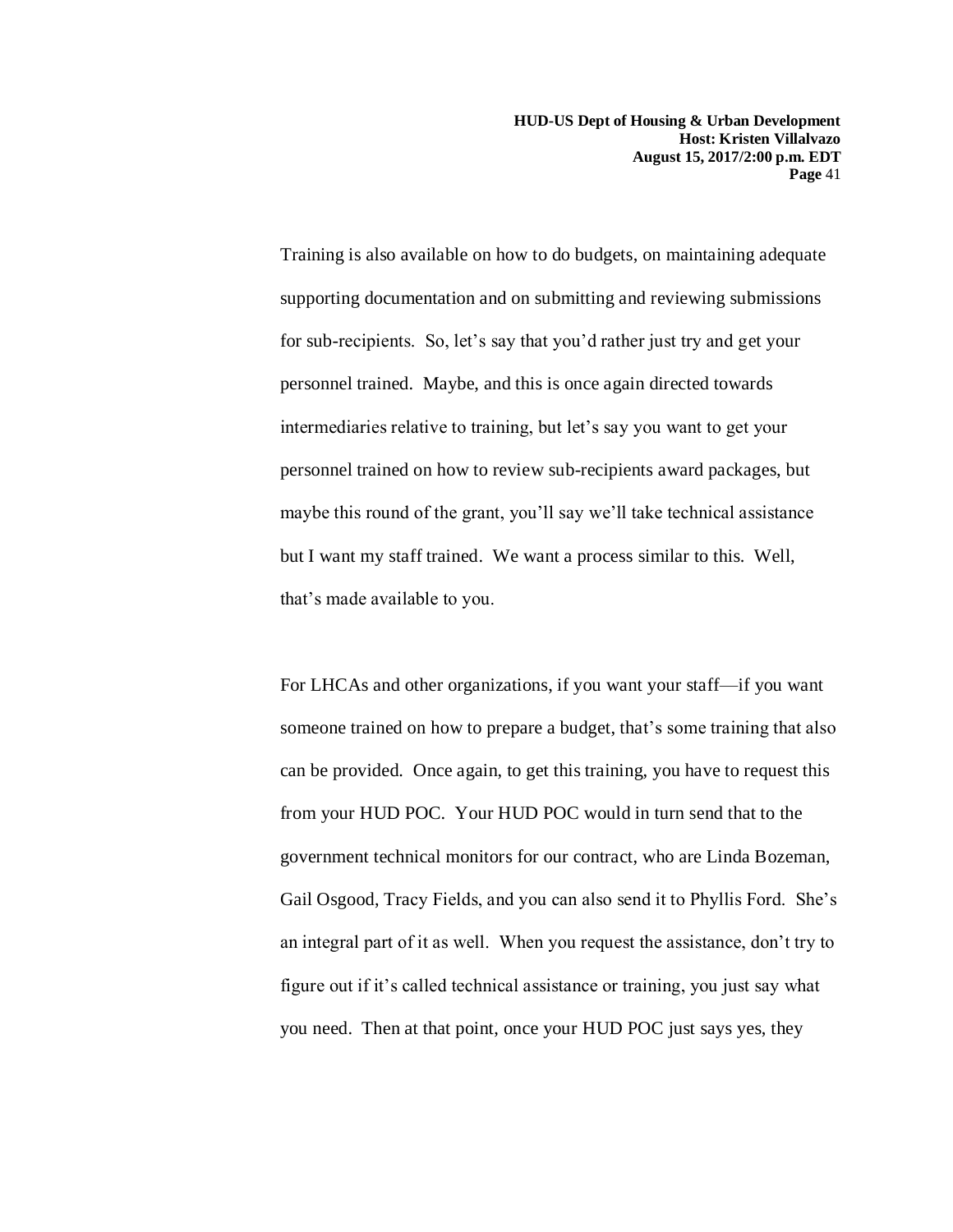Training is also available on how to do budgets, on maintaining adequate supporting documentation and on submitting and reviewing submissions for sub-recipients. So, let's say that you'd rather just try and get your personnel trained. Maybe, and this is once again directed towards intermediaries relative to training, but let's say you want to get your personnel trained on how to review sub-recipients award packages, but maybe this round of the grant, you'll say we'll take technical assistance but I want my staff trained. We want a process similar to this. Well, that's made available to you.

For LHCAs and other organizations, if you want your staff—if you want someone trained on how to prepare a budget, that's some training that also can be provided. Once again, to get this training, you have to request this from your HUD POC. Your HUD POC would in turn send that to the government technical monitors for our contract, who are Linda Bozeman, Gail Osgood, Tracy Fields, and you can also send it to Phyllis Ford. She's an integral part of it as well. When you request the assistance, don't try to figure out if it's called technical assistance or training, you just say what you need. Then at that point, once your HUD POC just says yes, they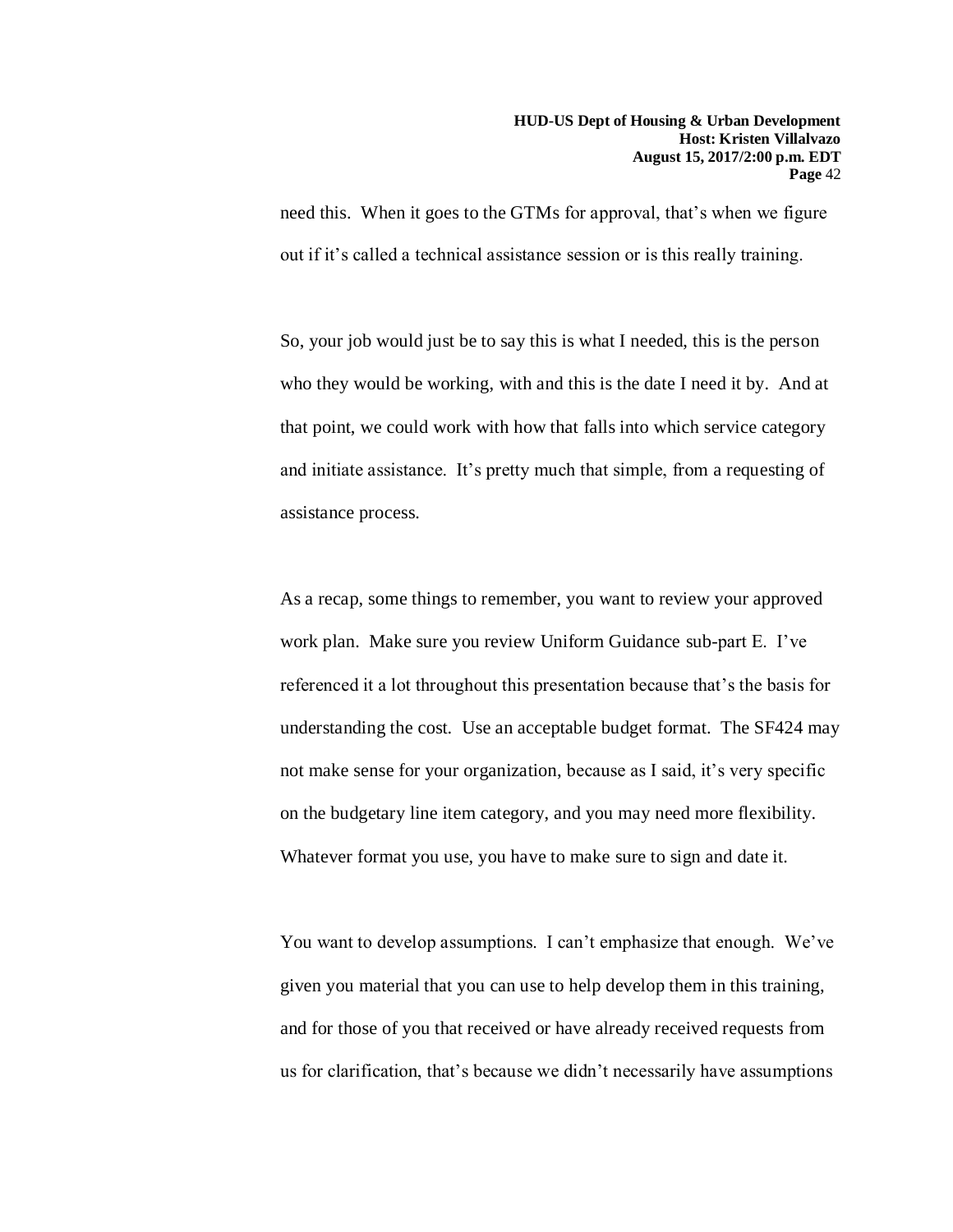need this. When it goes to the GTMs for approval, that's when we figure out if it's called a technical assistance session or is this really training.

So, your job would just be to say this is what I needed, this is the person who they would be working, with and this is the date I need it by. And at that point, we could work with how that falls into which service category and initiate assistance. It's pretty much that simple, from a requesting of assistance process.

As a recap, some things to remember, you want to review your approved work plan. Make sure you review Uniform Guidance sub-part E. I've referenced it a lot throughout this presentation because that's the basis for understanding the cost. Use an acceptable budget format. The SF424 may not make sense for your organization, because as I said, it's very specific on the budgetary line item category, and you may need more flexibility. Whatever format you use, you have to make sure to sign and date it.

You want to develop assumptions. I can't emphasize that enough. We've given you material that you can use to help develop them in this training, and for those of you that received or have already received requests from us for clarification, that's because we didn't necessarily have assumptions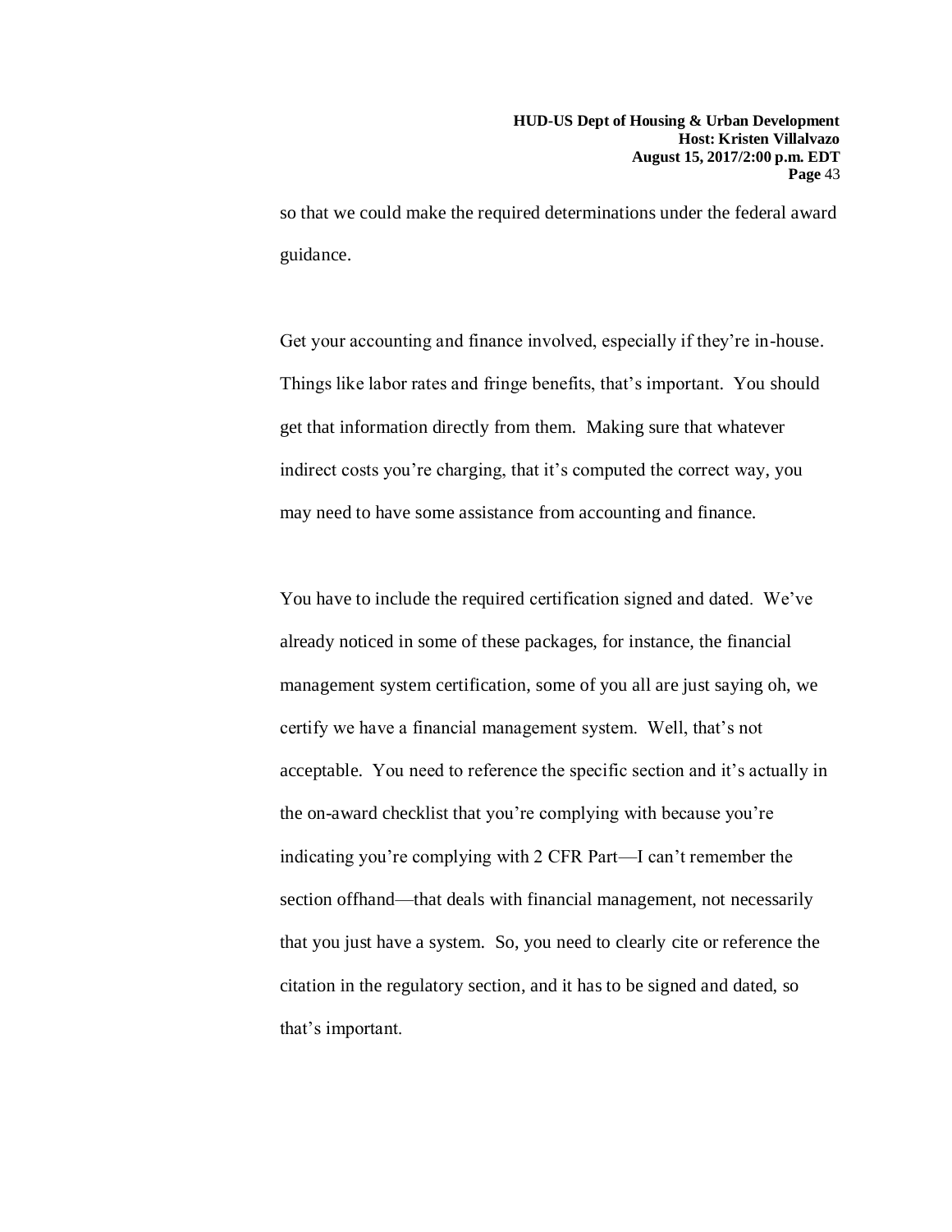so that we could make the required determinations under the federal award guidance.

Get your accounting and finance involved, especially if they're in-house. Things like labor rates and fringe benefits, that's important. You should get that information directly from them. Making sure that whatever indirect costs you're charging, that it's computed the correct way, you may need to have some assistance from accounting and finance.

You have to include the required certification signed and dated. We've already noticed in some of these packages, for instance, the financial management system certification, some of you all are just saying oh, we certify we have a financial management system. Well, that's not acceptable. You need to reference the specific section and it's actually in the on-award checklist that you're complying with because you're indicating you're complying with 2 CFR Part—I can't remember the section offhand—that deals with financial management, not necessarily that you just have a system. So, you need to clearly cite or reference the citation in the regulatory section, and it has to be signed and dated, so that's important.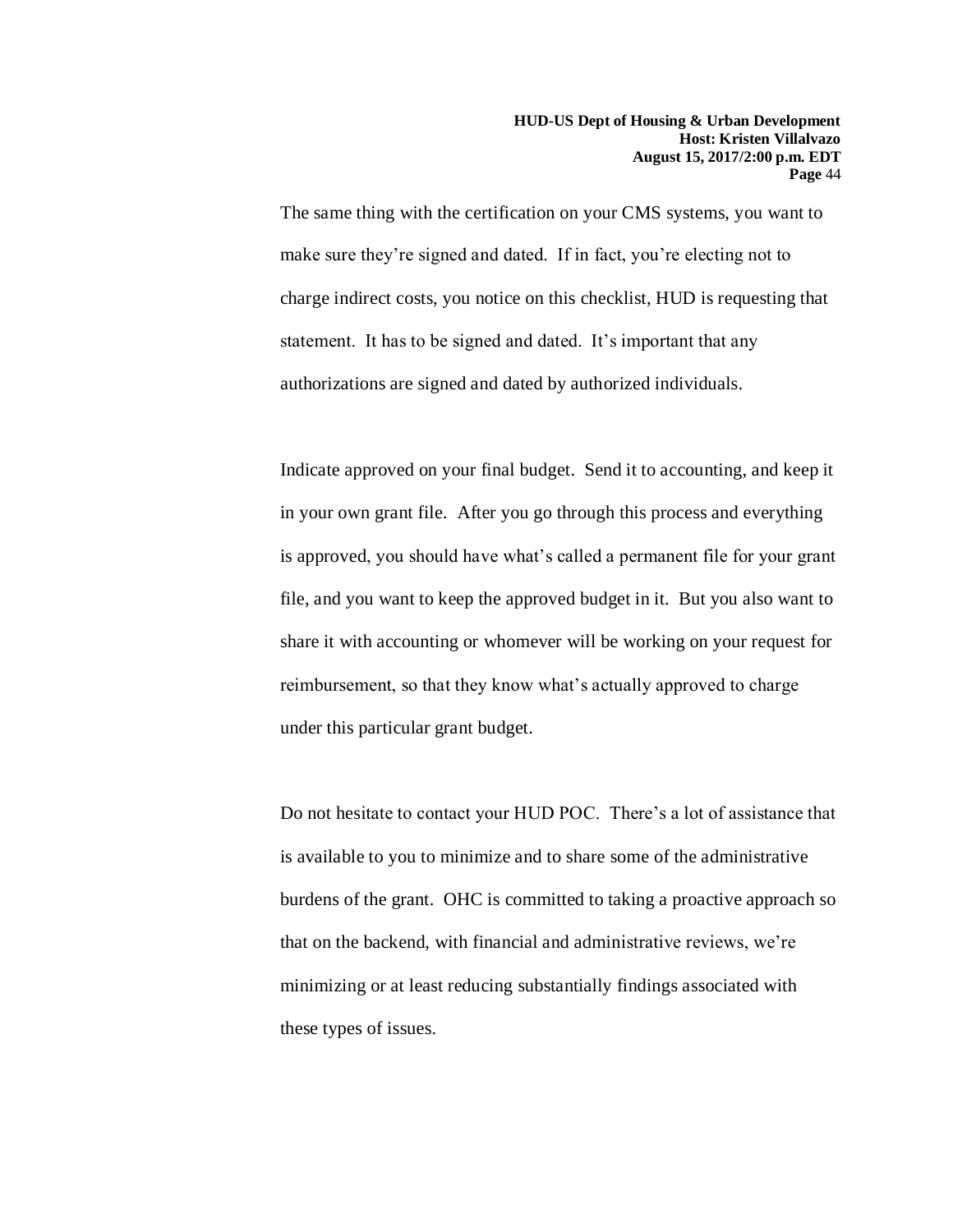The same thing with the certification on your CMS systems, you want to make sure they're signed and dated. If in fact, you're electing not to charge indirect costs, you notice on this checklist, HUD is requesting that statement. It has to be signed and dated. It's important that any authorizations are signed and dated by authorized individuals.

Indicate approved on your final budget. Send it to accounting, and keep it in your own grant file. After you go through this process and everything is approved, you should have what's called a permanent file for your grant file, and you want to keep the approved budget in it. But you also want to share it with accounting or whomever will be working on your request for reimbursement, so that they know what's actually approved to charge under this particular grant budget.

Do not hesitate to contact your HUD POC. There's a lot of assistance that is available to you to minimize and to share some of the administrative burdens of the grant. OHC is committed to taking a proactive approach so that on the backend, with financial and administrative reviews, we're minimizing or at least reducing substantially findings associated with these types of issues.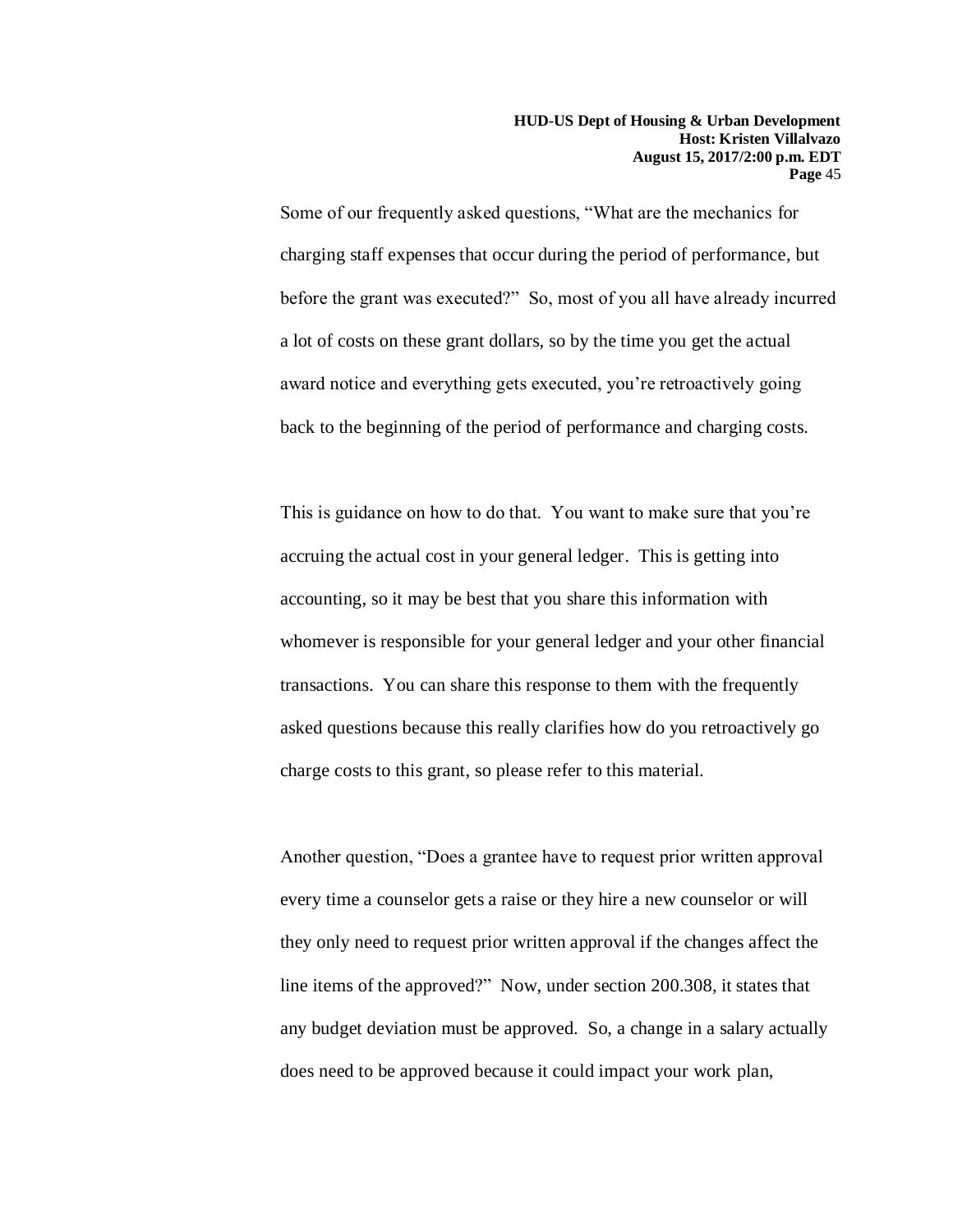Some of our frequently asked questions, "What are the mechanics for charging staff expenses that occur during the period of performance, but before the grant was executed?" So, most of you all have already incurred a lot of costs on these grant dollars, so by the time you get the actual award notice and everything gets executed, you're retroactively going back to the beginning of the period of performance and charging costs.

This is guidance on how to do that. You want to make sure that you're accruing the actual cost in your general ledger. This is getting into accounting, so it may be best that you share this information with whomever is responsible for your general ledger and your other financial transactions. You can share this response to them with the frequently asked questions because this really clarifies how do you retroactively go charge costs to this grant, so please refer to this material.

Another question, "Does a grantee have to request prior written approval every time a counselor gets a raise or they hire a new counselor or will they only need to request prior written approval if the changes affect the line items of the approved?" Now, under section 200.308, it states that any budget deviation must be approved. So, a change in a salary actually does need to be approved because it could impact your work plan,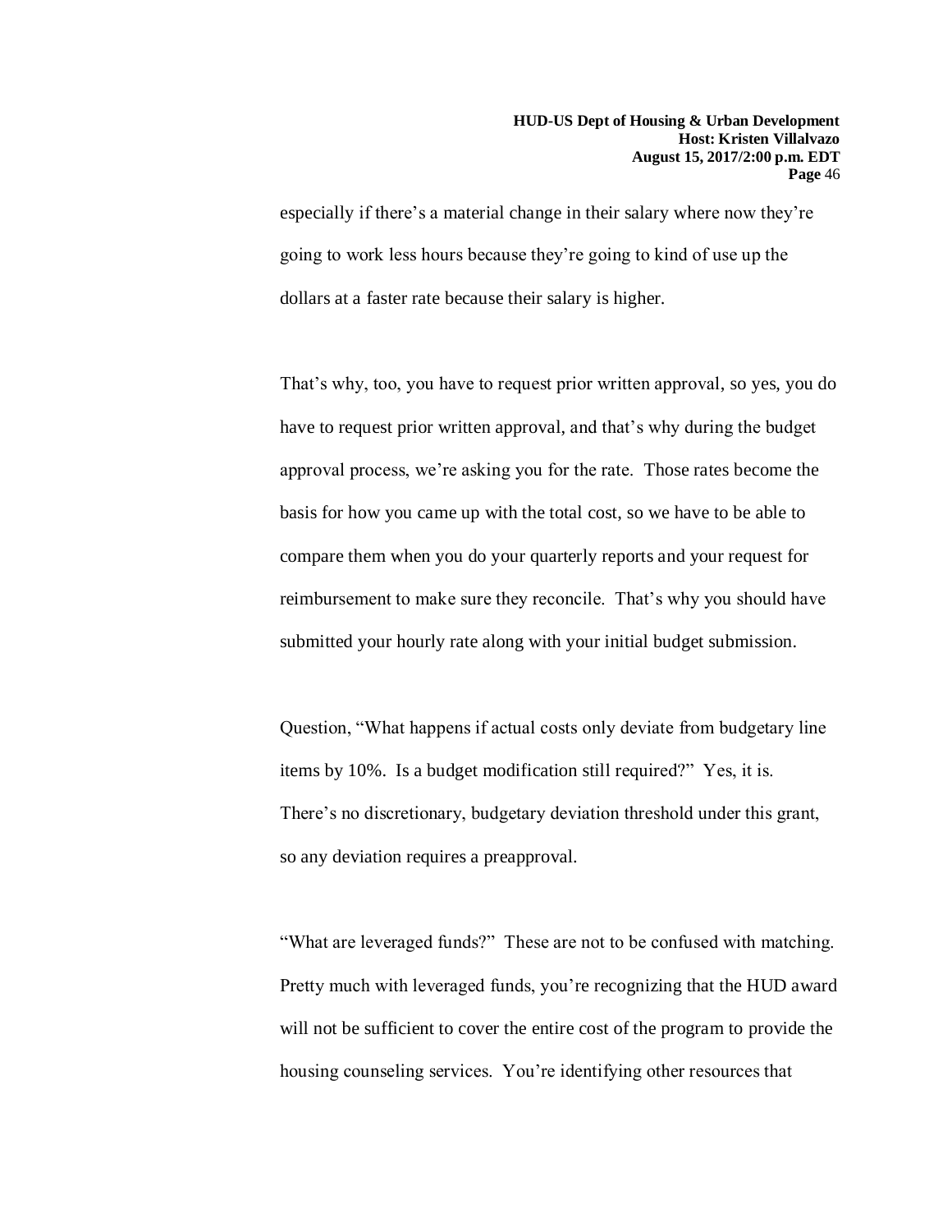especially if there's a material change in their salary where now they're going to work less hours because they're going to kind of use up the dollars at a faster rate because their salary is higher.

That's why, too, you have to request prior written approval, so yes, you do have to request prior written approval, and that's why during the budget approval process, we're asking you for the rate. Those rates become the basis for how you came up with the total cost, so we have to be able to compare them when you do your quarterly reports and your request for reimbursement to make sure they reconcile. That's why you should have submitted your hourly rate along with your initial budget submission.

Question, "What happens if actual costs only deviate from budgetary line items by 10%. Is a budget modification still required?" Yes, it is. There's no discretionary, budgetary deviation threshold under this grant, so any deviation requires a preapproval.

"What are leveraged funds?" These are not to be confused with matching. Pretty much with leveraged funds, you're recognizing that the HUD award will not be sufficient to cover the entire cost of the program to provide the housing counseling services. You're identifying other resources that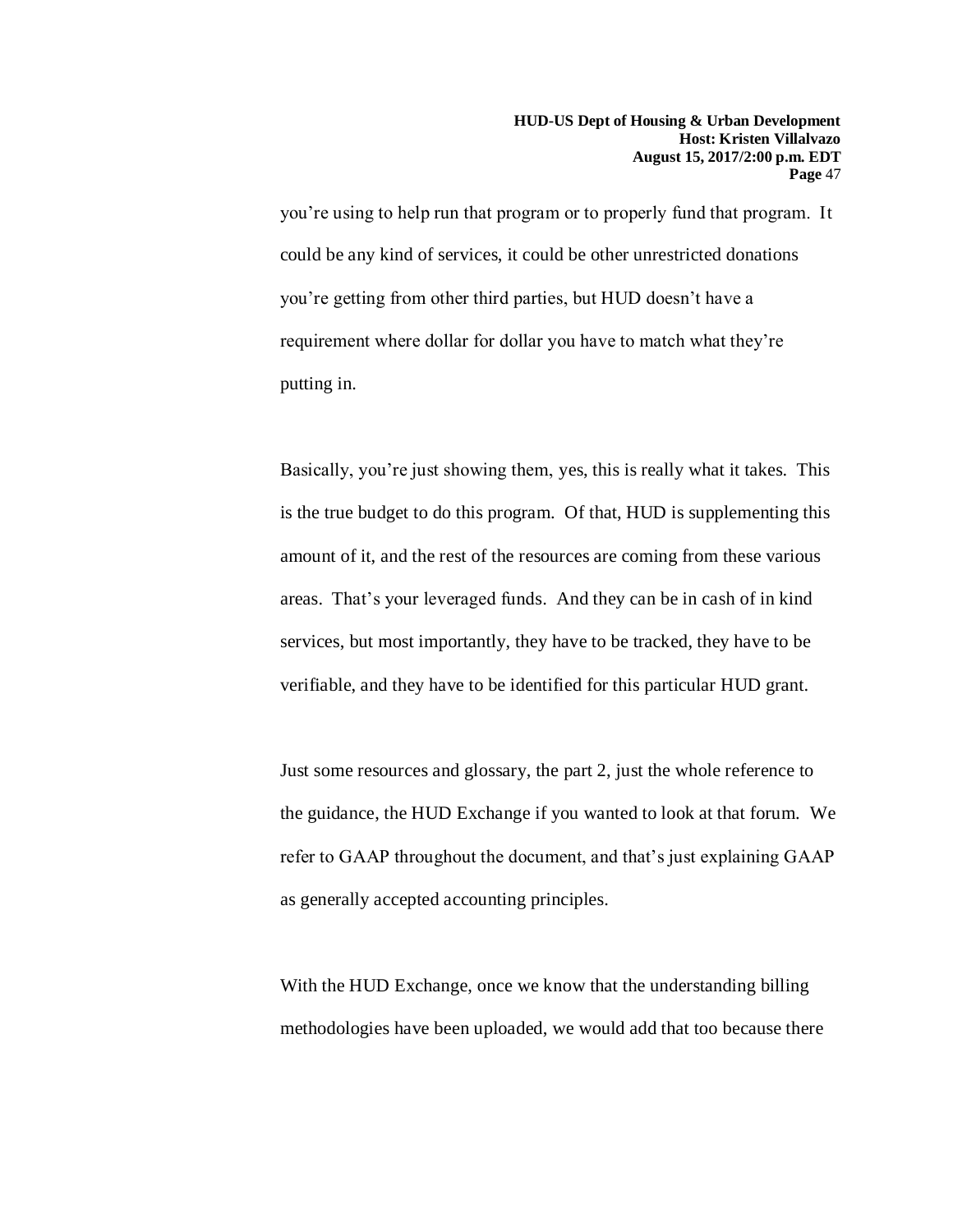you're using to help run that program or to properly fund that program. It could be any kind of services, it could be other unrestricted donations you're getting from other third parties, but HUD doesn't have a requirement where dollar for dollar you have to match what they're putting in.

Basically, you're just showing them, yes, this is really what it takes. This is the true budget to do this program. Of that, HUD is supplementing this amount of it, and the rest of the resources are coming from these various areas. That's your leveraged funds. And they can be in cash of in kind services, but most importantly, they have to be tracked, they have to be verifiable, and they have to be identified for this particular HUD grant.

Just some resources and glossary, the part 2, just the whole reference to the guidance, the HUD Exchange if you wanted to look at that forum. We refer to GAAP throughout the document, and that's just explaining GAAP as generally accepted accounting principles.

With the HUD Exchange, once we know that the understanding billing methodologies have been uploaded, we would add that too because there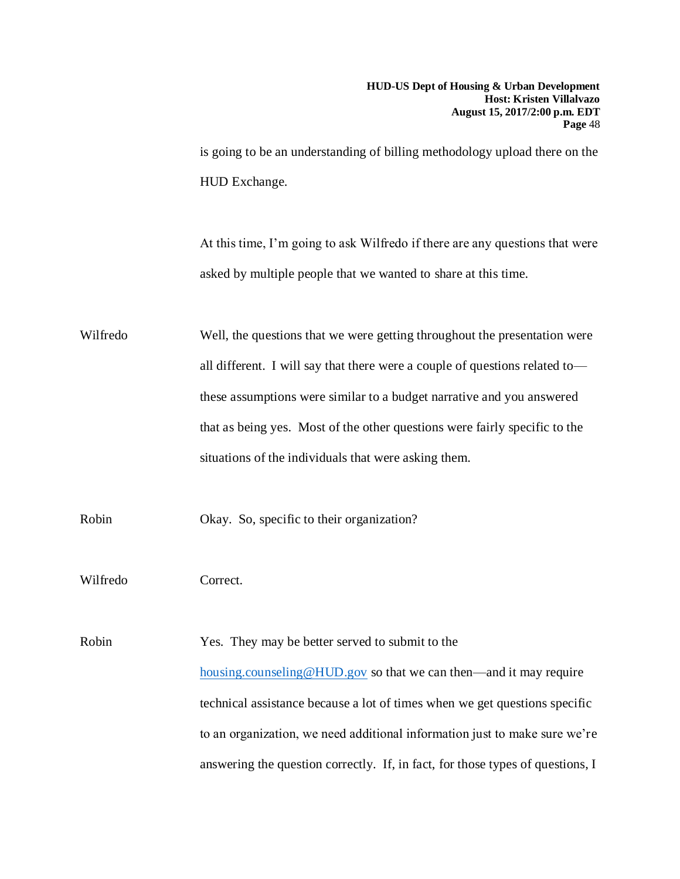is going to be an understanding of billing methodology upload there on the HUD Exchange.

At this time, I'm going to ask Wilfredo if there are any questions that were asked by multiple people that we wanted to share at this time.

Wilfredo: Well, the questions that we were getting throughout the presentation were all different. I will say that there were a couple of questions related to—these assumptions were similar to a budget narrative and you answered that as being yes. Most of the other questions were fairly specific to the situations of the individuals that were asking them.

Robin: Okay. So, specific to their organization?

Wilfredo: Correct.

Robin: Yes. They may be better served to submit to the housing.counseling@HUD.gov so that we can then—and it may require technical assistance because a lot of times when we get questions specific to an organization, we need additional information just to make sure we're answering the question correctly. If, in fact, for those types of questions, I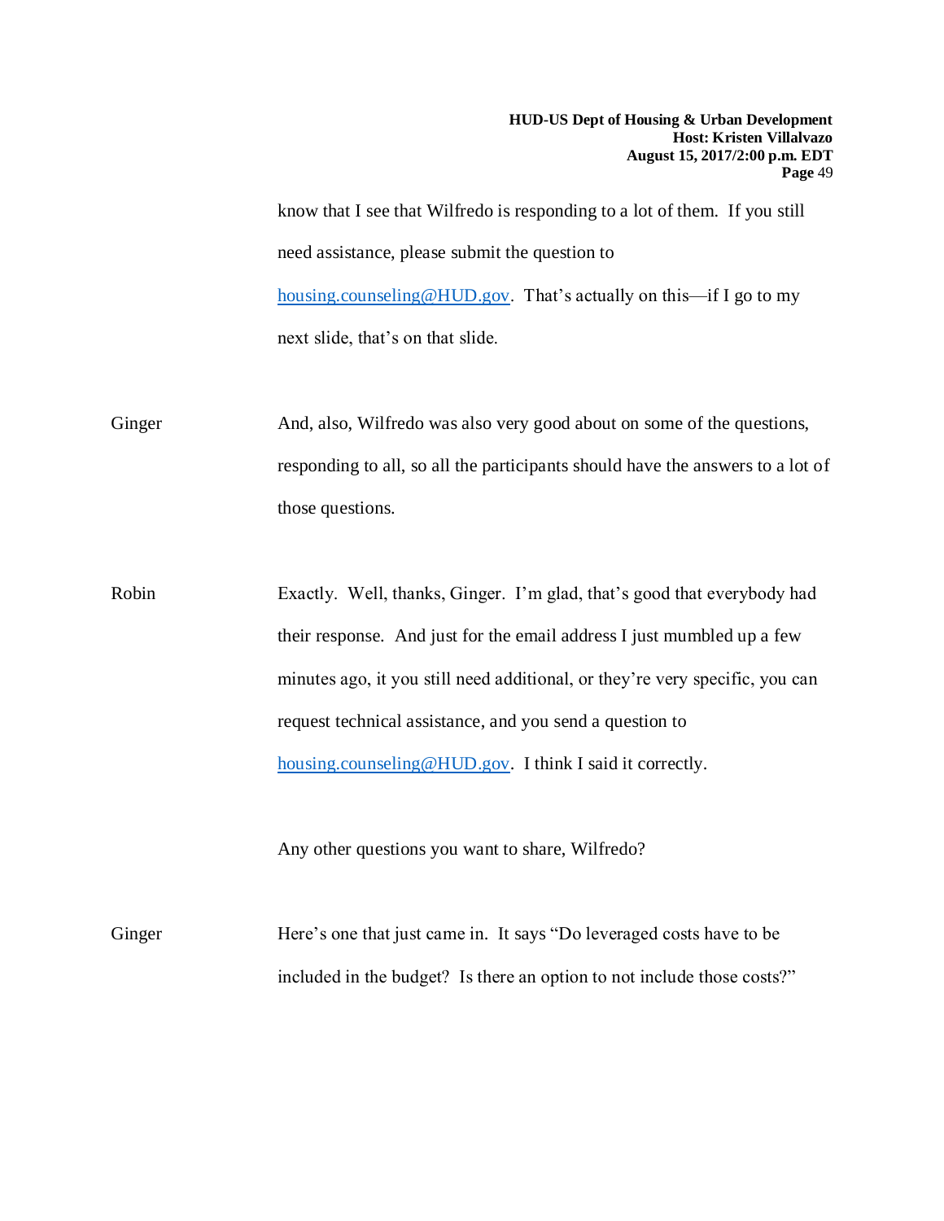know that I see that Wilfredo is responding to a lot of them. If you still need assistance, please submit the question to housing.counseling@HUD.gov. That's actually on this—if I go to my next slide, that's on that slide.

Ginger And, also, Wilfredo was also very good about on some of the questions, responding to all, so all the participants should have the answers to a lot of those questions.

Robin Exactly. Well, thanks, Ginger. I'm glad, that's good that everybody had their response. And just for the email address I just mumbled up a few minutes ago, it you still need additional, or they're very specific, you can request technical assistance, and you send a question to housing.counseling@HUD.gov. I think I said it correctly.

Any other questions you want to share, Wilfredo?

Ginger Here's one that just came in. It says "Do leveraged costs have to be included in the budget? Is there an option to not include those costs?"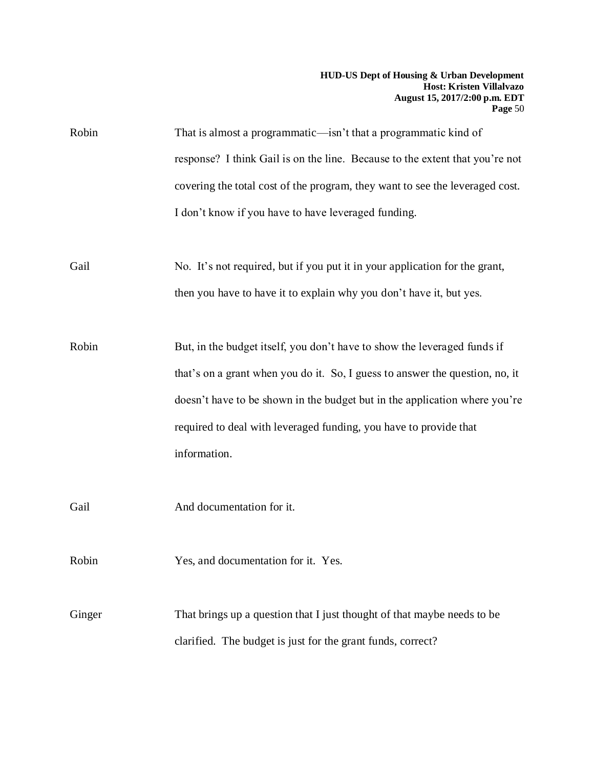Robin That is almost a programmatic—isn't that a programmatic kind of response? I think Gail is on the line. Because to the extent that you're not covering the total cost of the program, they want to see the leveraged cost. I don't know if you have to have leveraged funding.

Gail No. It's not required, but if you put it in your application for the grant, then you have to have it to explain why you don't have it, but yes.

Robin But, in the budget itself, you don't have to show the leveraged funds if that's on a grant when you do it. So, I guess to answer the question, no, it doesn't have to be shown in the budget but in the application where you're required to deal with leveraged funding, you have to provide that information.

Gail And documentation for it.

Robin Yes, and documentation for it. Yes.

Ginger That brings up a question that I just thought of that maybe needs to be clarified. The budget is just for the grant funds, correct?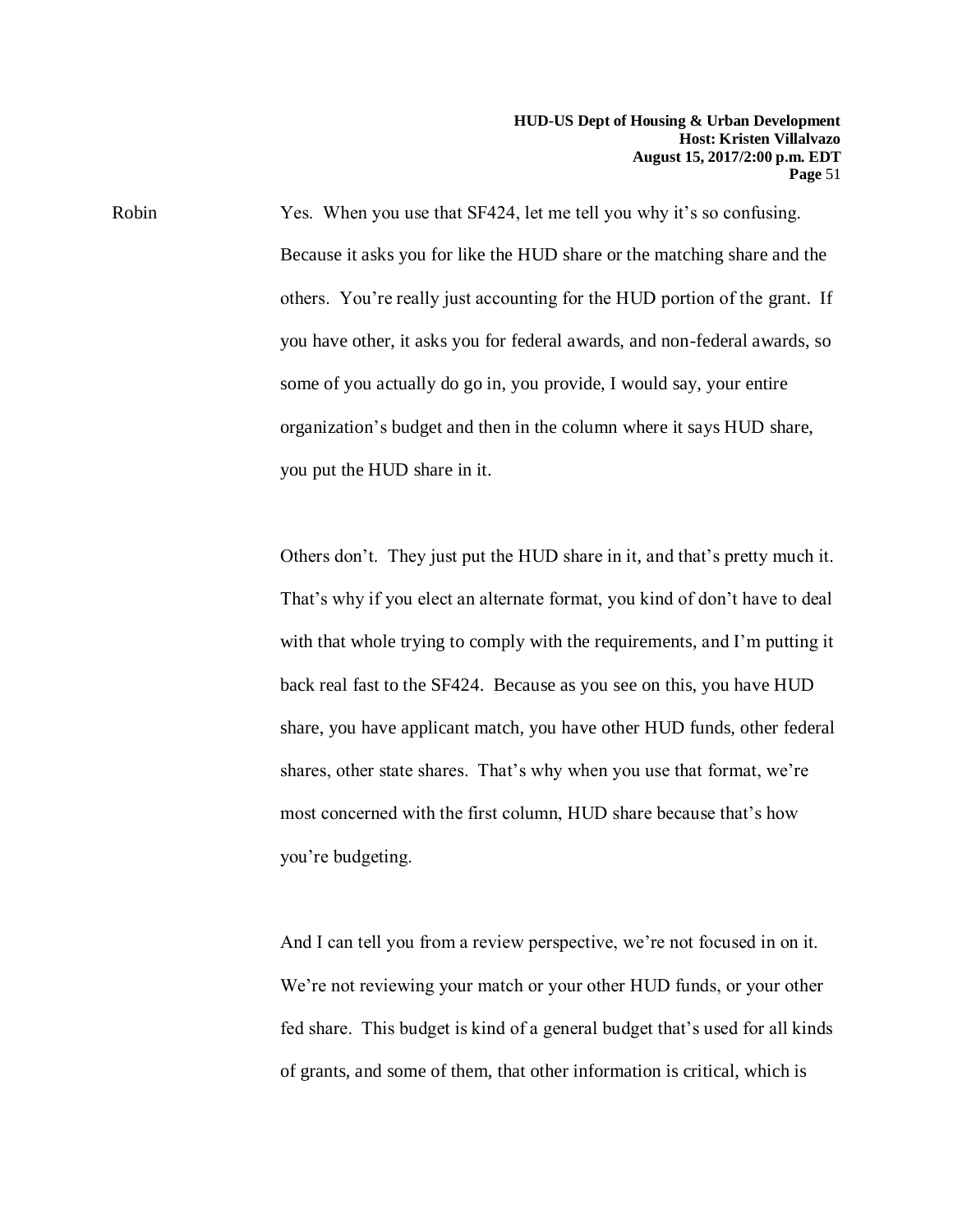Robin Yes. When you use that SF424, let me tell you why it's so confusing. Because it asks you for like the HUD share or the matching share and the others. You're really just accounting for the HUD portion of the grant. If you have other, it asks you for federal awards, and non-federal awards, so some of you actually do go in, you provide, I would say, your entire organization's budget and then in the column where it says HUD share, you put the HUD share in it.

Others don't. They just put the HUD share in it, and that's pretty much it. That's why if you elect an alternate format, you kind of don't have to deal with that whole trying to comply with the requirements, and I'm putting it back real fast to the SF424. Because as you see on this, you have HUD share, you have applicant match, you have other HUD funds, other federal shares, other state shares. That's why when you use that format, we're most concerned with the first column, HUD share because that's how you're budgeting.

And I can tell you from a review perspective, we're not focused in on it. We're not reviewing your match or your other HUD funds, or your other fed share. This budget is kind of a general budget that's used for all kinds of grants, and some of them, that other information is critical, which is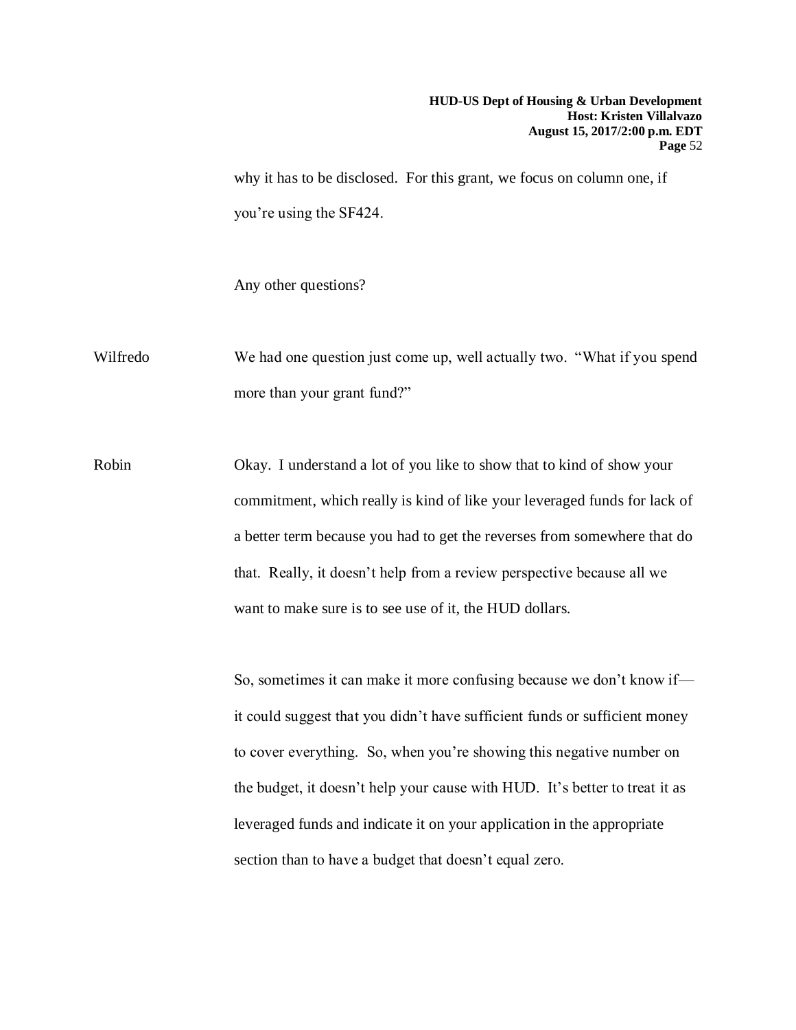why it has to be disclosed. For this grant, we focus on column one, if you're using the SF424.

Any other questions?

Wilfredo We had one question just come up, well actually two. "What if you spend more than your grant fund?"

Robin Okay. I understand a lot of you like to show that to kind of show your commitment, which really is kind of like your leveraged funds for lack of a better term because you had to get the reverses from somewhere that do that. Really, it doesn't help from a review perspective because all we want to make sure is to see use of it, the HUD dollars.

So, sometimes it can make it more confusing because we don't know if—it could suggest that you didn't have sufficient funds or sufficient money to cover everything. So, when you're showing this negative number on the budget, it doesn't help your cause with HUD. It's better to treat it as leveraged funds and indicate it on your application in the appropriate section than to have a budget that doesn't equal zero.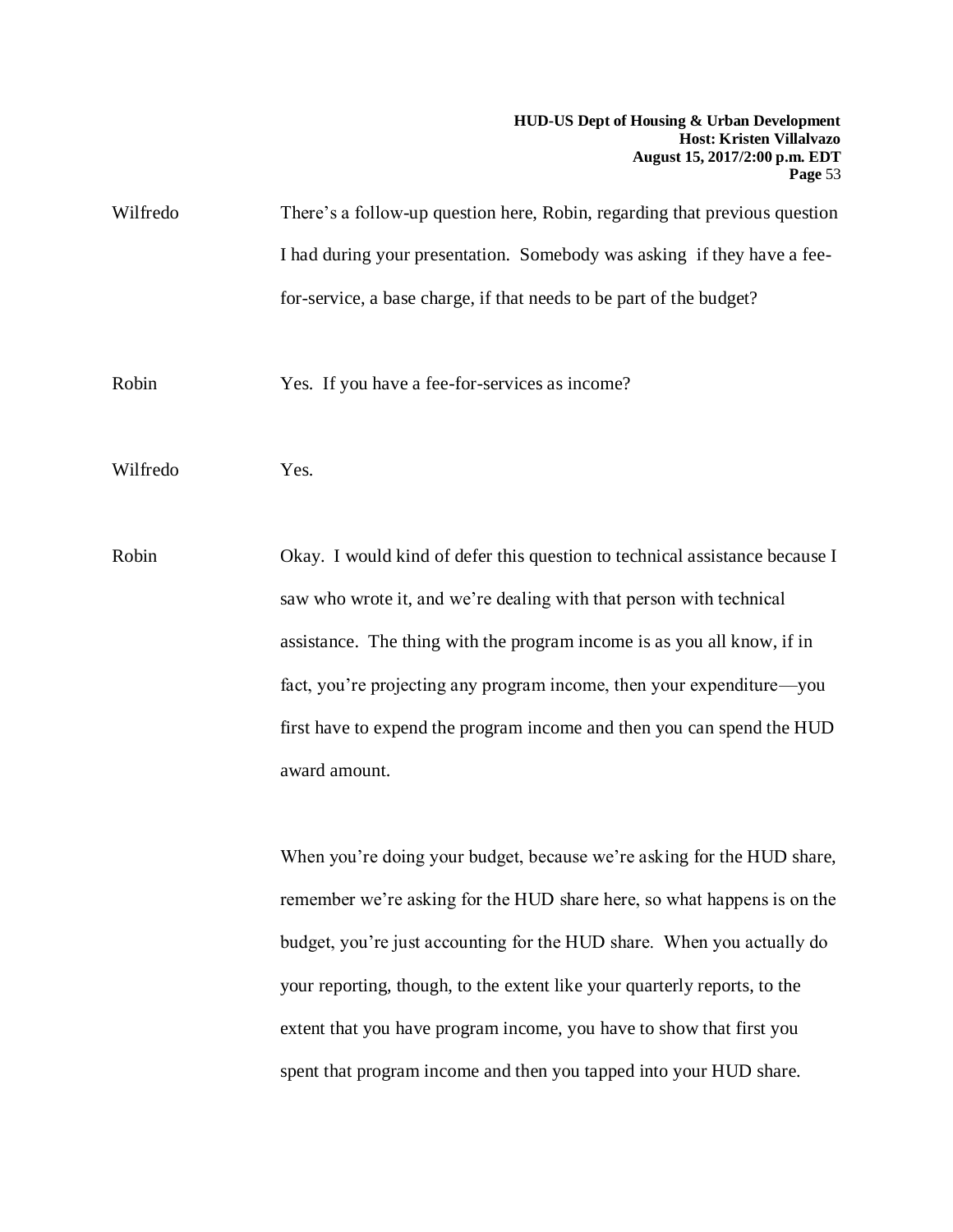Wilfredo There's a follow-up question here, Robin, regarding that previous question I had during your presentation. Somebody was asking if they have a fee-for-service, a base charge, if that needs to be part of the budget?

Robin Yes. If you have a fee-for-services as income?

Wilfredo Yes.

Robin Okay. I would kind of defer this question to technical assistance because I saw who wrote it, and we're dealing with that person with technical assistance. The thing with the program income is as you all know, if in fact, you're projecting any program income, then your expenditure—you first have to expend the program income and then you can spend the HUD award amount.

When you're doing your budget, because we're asking for the HUD share, remember we're asking for the HUD share here, so what happens is on the budget, you're just accounting for the HUD share. When you actually do your reporting, though, to the extent like your quarterly reports, to the extent that you have program income, you have to show that first you spent that program income and then you tapped into your HUD share.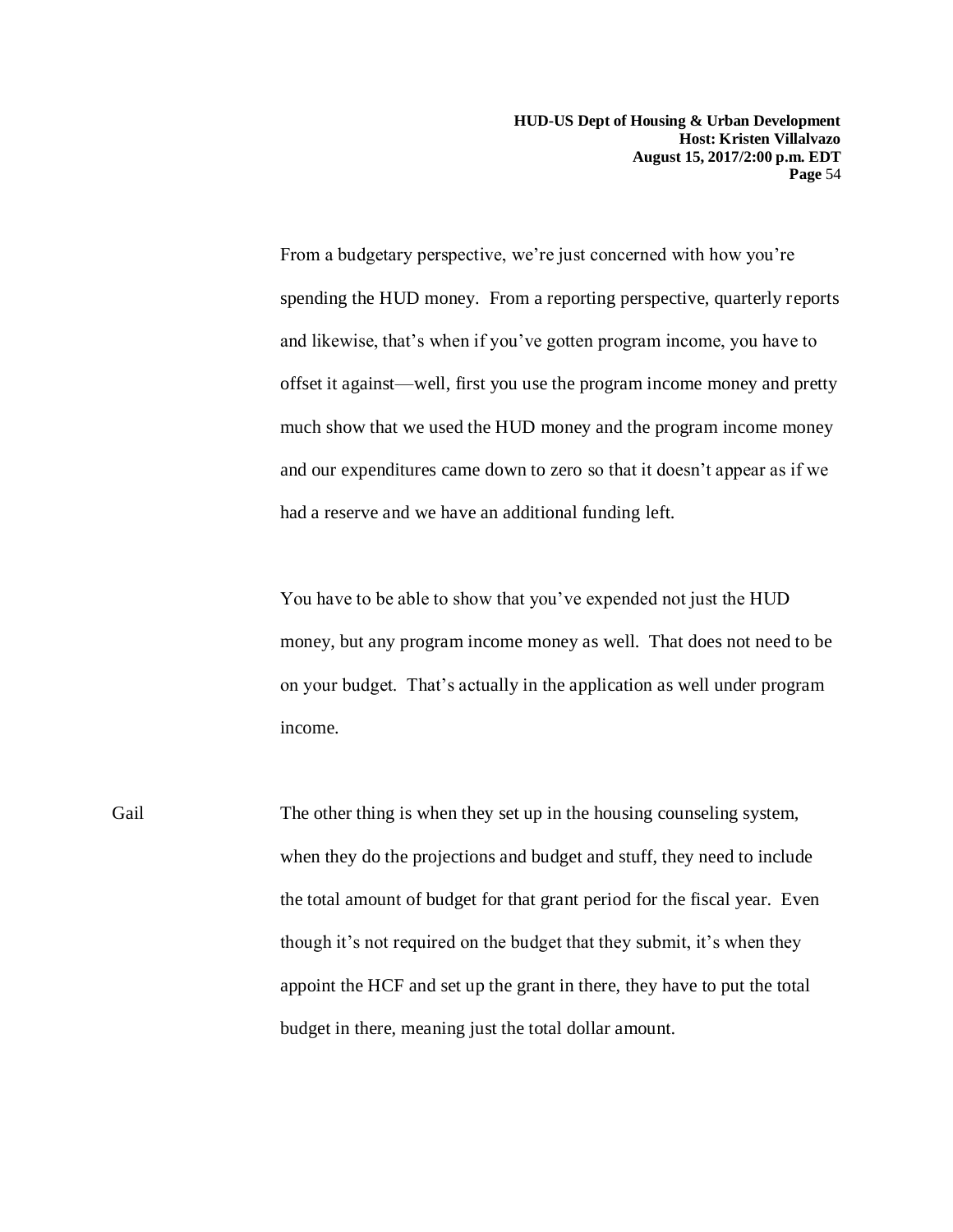From a budgetary perspective, we're just concerned with how you're spending the HUD money. From a reporting perspective, quarterly reports and likewise, that's when if you've gotten program income, you have to offset it against—well, first you use the program income money and pretty much show that we used the HUD money and the program income money and our expenditures came down to zero so that it doesn't appear as if we had a reserve and we have an additional funding left.

You have to be able to show that you've expended not just the HUD money, but any program income money as well. That does not need to be on your budget. That's actually in the application as well under program income.

Gail The other thing is when they set up in the housing counseling system, when they do the projections and budget and stuff, they need to include the total amount of budget for that grant period for the fiscal year. Even though it's not required on the budget that they submit, it's when they appoint the HCF and set up the grant in there, they have to put the total budget in there, meaning just the total dollar amount.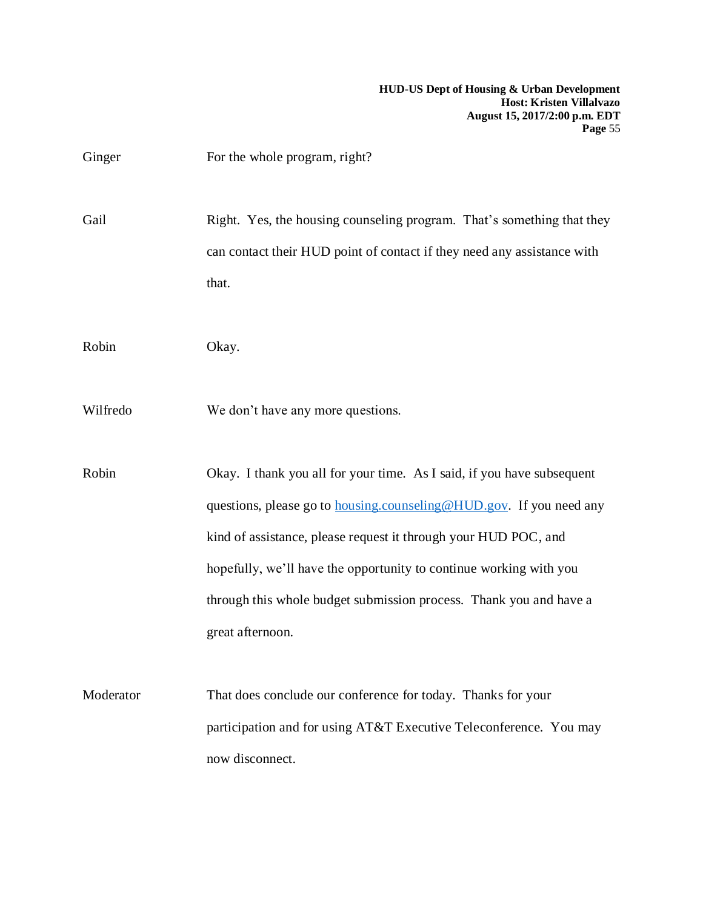Ginger For the whole program, right?

Gail Right. Yes, the housing counseling program. That's something that they can contact their HUD point of contact if they need any assistance with that.

Robin Okay.

Wilfredo We don't have any more questions.

Robin Okay. I thank you all for your time. As I said, if you have subsequent questions, please go to housing.counseling@HUD.gov. If you need any kind of assistance, please request it through your HUD POC, and hopefully, we'll have the opportunity to continue working with you through this whole budget submission process. Thank you and have a great afternoon.

Moderator That does conclude our conference for today. Thanks for your participation and for using AT&T Executive Teleconference. You may now disconnect.